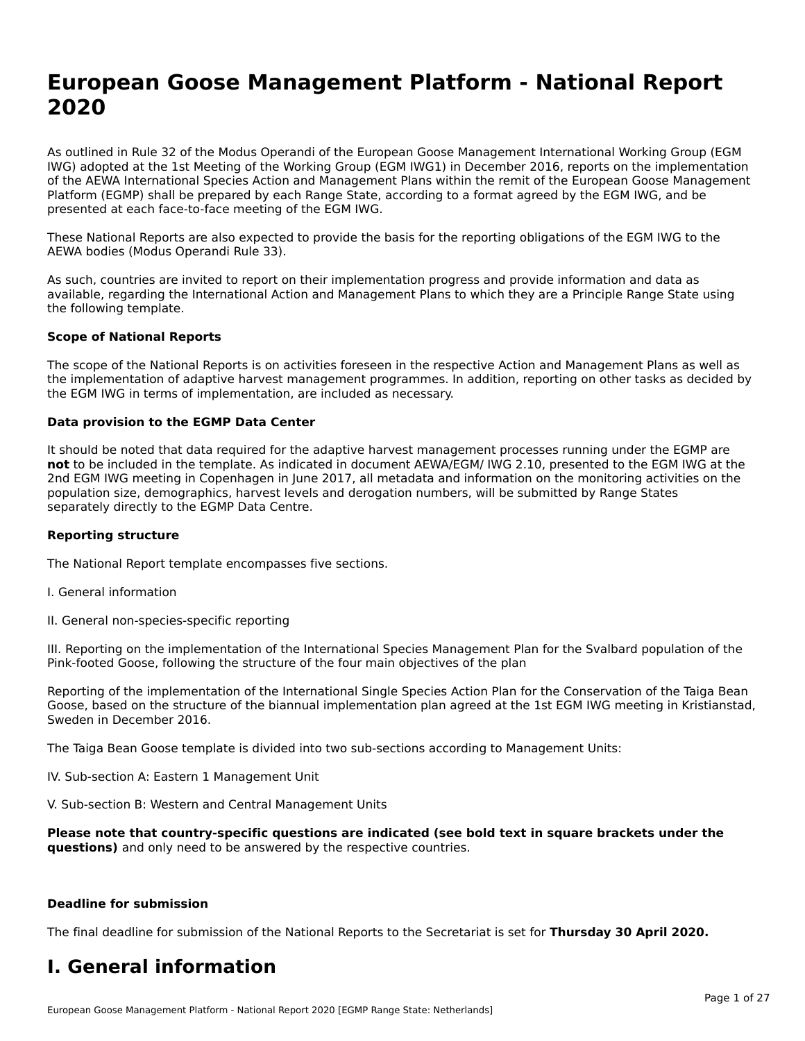# European Goose Management Platform - National Report 2020

As outlined in Rule 32 of the Modus Operandi of the European Goose Management International Working Group (EGM IWG) adopted at the 1st Meeting of the Working Group (EGM IWG1) in December 2016, reports on the implementation of the AEWA International Species Action and Management Plans within the remit of the European Goose Management Platform (EGMP) shall be prepared by each Range State, according to a format agreed by the EGM IWG, and be presented at each face-to-face meeting of the EGM IWG.

These National Reports are also expected to provide the basis for the reporting obligations of the EGM IWG to the AEWA bodies (Modus Operandi Rule 33).

As such, countries are invited to report on their implementation progress and provide information and data as available, regarding the International Action and Management Plans to which they are a Principle Range State using the following template.

**Scope of National Reports**

The scope of the National Reports is on activities foreseen in the respective Action and Management Plans as well as the implementation of adaptive harvest management programmes. In addition, reporting on other tasks as decided by the EGM IWG in terms of implementation, are included as necessary.

**Data provision to the EGMP Data Center**

It should be noted that data required for the adaptive harvest management processes running under the EGMP are **not** to be included in the template. As indicated in document AEWA/EGM/ IWG 2.10, presented to the EGM IWG at the 2nd EGM IWG meeting in Copenhagen in June 2017, all metadata and information on the monitoring activities on the population size, demographics, harvest levels and derogation numbers, will be submitted by Range States separately directly to the EGMP Data Centre.

**Reporting structure**

The National Report template encompasses five sections.

I. General information

II. General non-species-specific reporting

III. Reporting on the implementation of the International Species Management Plan for the Svalbard population of the Pink-footed Goose, following the structure of the four main objectives of the plan

Reporting of the implementation of the International Single Species Action Plan for the Conservation of the Taiga Bean Goose, based on the structure of the biannual implementation plan agreed at the 1st EGM IWG meeting in Kristianstad, Sweden in December 2016.

The Taiga Bean Goose template is divided into two sub-sections according to Management Units:

IV. Sub-section A: Eastern 1 Management Unit

V. Sub-section B: Western and Central Management Units

**Please note that country-specific questions are indicated (see bold text in square brackets under the questions)** and only need to be answered by the respective countries.

**Deadline for submission**

The final deadline for submission of the National Reports to the Secretariat is set for **Thursday 30 April 2020.**

# I. General information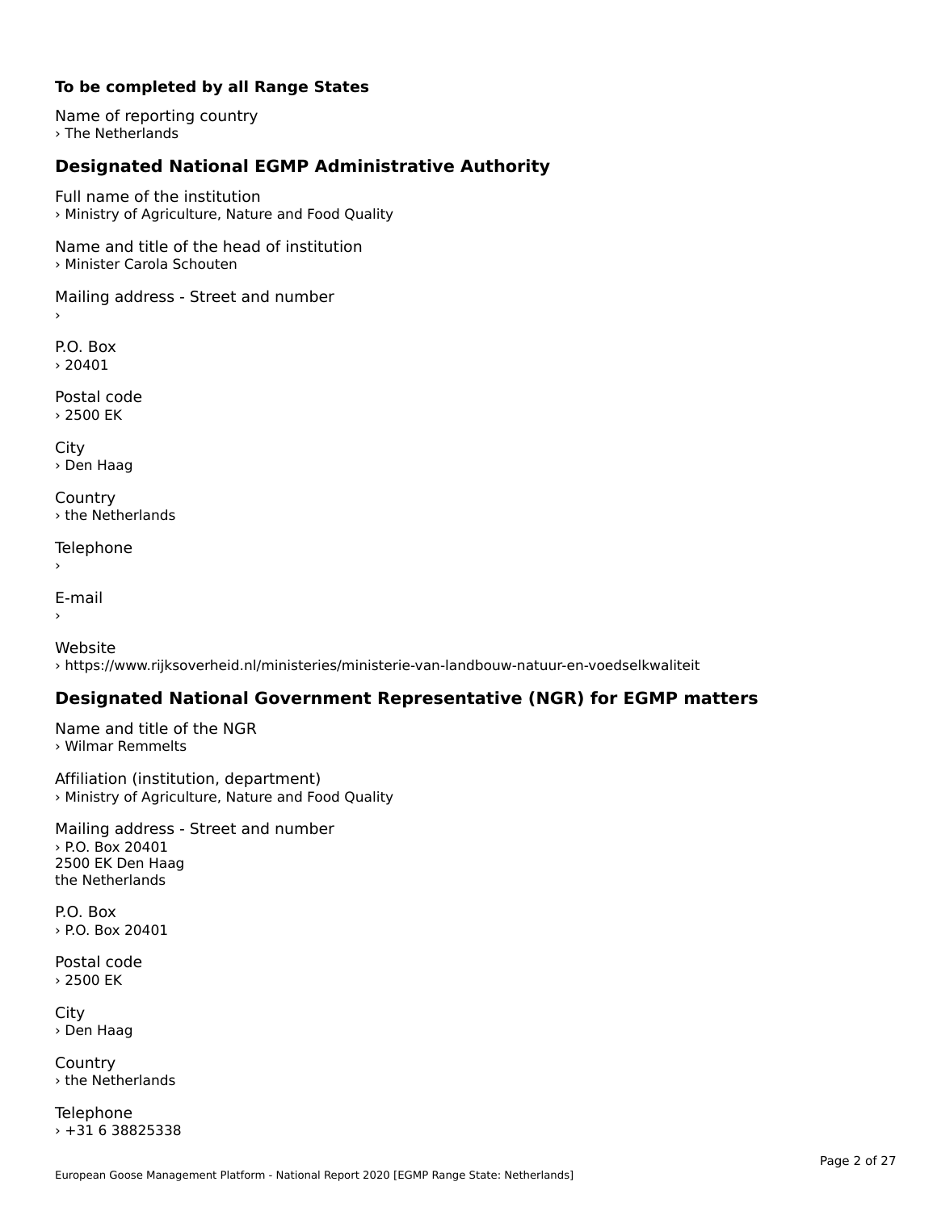**To be completed by all Range States**

Name of reporting country
› The Netherlands

## Designated National EGMP Administrative Authority

Full name of the institution
› Ministry of Agriculture, Nature and Food Quality

Name and title of the head of institution
› Minister Carola Schouten

Mailing address - Street and number
›

P.O. Box
› 20401

Postal code
› 2500 EK

City
› Den Haag

Country
› the Netherlands

Telephone
›

E-mail
›

Website
› https://www.rijksoverheid.nl/ministeries/ministerie-van-landbouw-natuur-en-voedselkwaliteit

## Designated National Government Representative (NGR) for EGMP matters

Name and title of the NGR
› Wilmar Remmelts

Affiliation (institution, department)
› Ministry of Agriculture, Nature and Food Quality

Mailing address - Street and number
› P.O. Box 20401
2500 EK Den Haag
the Netherlands

P.O. Box
› P.O. Box 20401

Postal code
› 2500 EK

City
› Den Haag

Country
› the Netherlands

Telephone
› +31 6 38825338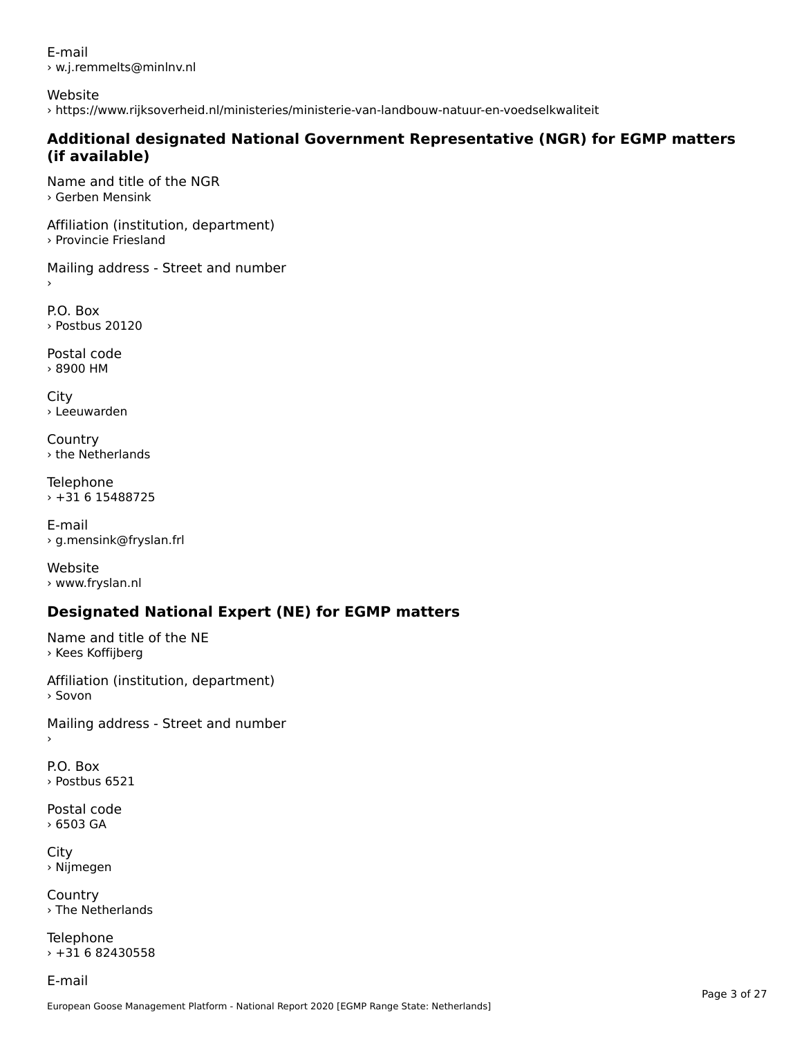E-mail
› w.j.remmelts@minlnv.nl

Website
› https://www.rijksoverheid.nl/ministeries/ministerie-van-landbouw-natuur-en-voedselkwaliteit

### Additional designated National Government Representative (NGR) for EGMP matters (if available)

Name and title of the NGR
› Gerben Mensink

Affiliation (institution, department)
› Provincie Friesland

Mailing address - Street and number
›

P.O. Box
› Postbus 20120

Postal code
› 8900 HM

City
› Leeuwarden

Country
› the Netherlands

Telephone
› +31 6 15488725

E-mail
› g.mensink@fryslan.frl

Website
› www.fryslan.nl

### Designated National Expert (NE) for EGMP matters

Name and title of the NE
› Kees Koffijberg

Affiliation (institution, department)
› Sovon

Mailing address - Street and number
›

P.O. Box
› Postbus 6521

Postal code
› 6503 GA

City
› Nijmegen

Country
› The Netherlands

Telephone
› +31 6 82430558

E-mail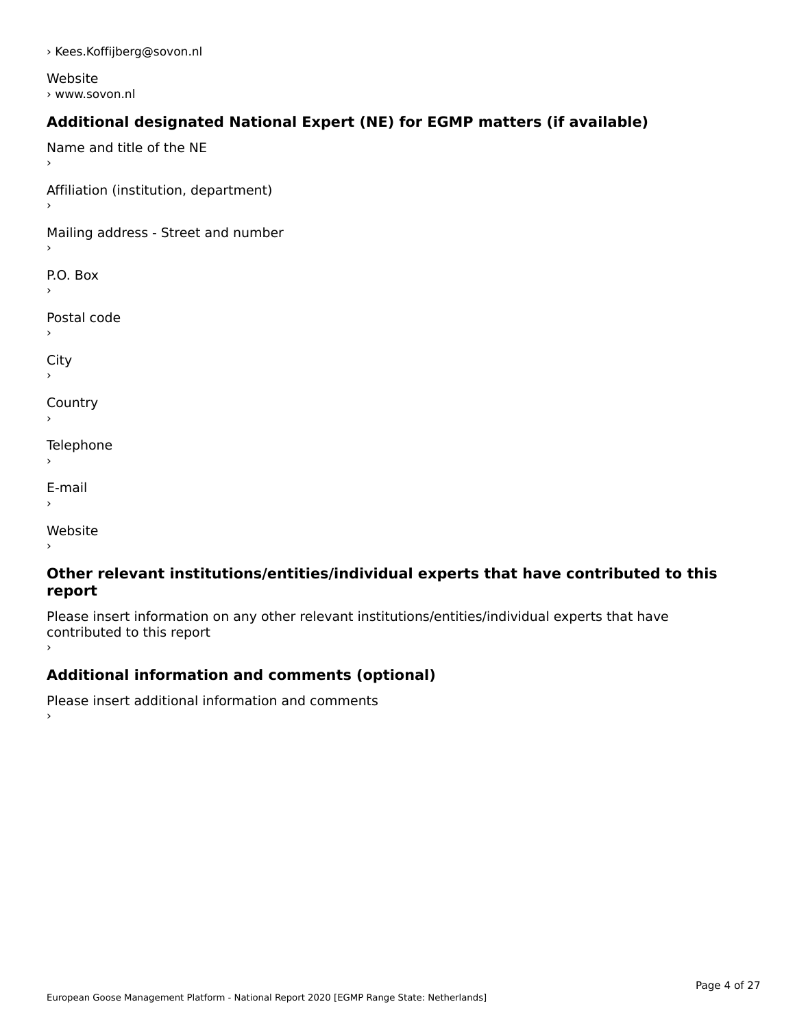› Kees.Koffijberg@sovon.nl

Website
› www.sovon.nl

### Additional designated National Expert (NE) for EGMP matters (if available)

Name and title of the NE
›

Affiliation (institution, department)
›

Mailing address - Street and number
›

P.O. Box
›

Postal code
›

City
›

Country
›

Telephone
›

E-mail
›

Website
›

### Other relevant institutions/entities/individual experts that have contributed to this report

Please insert information on any other relevant institutions/entities/individual experts that have contributed to this report
›

### Additional information and comments (optional)

Please insert additional information and comments
›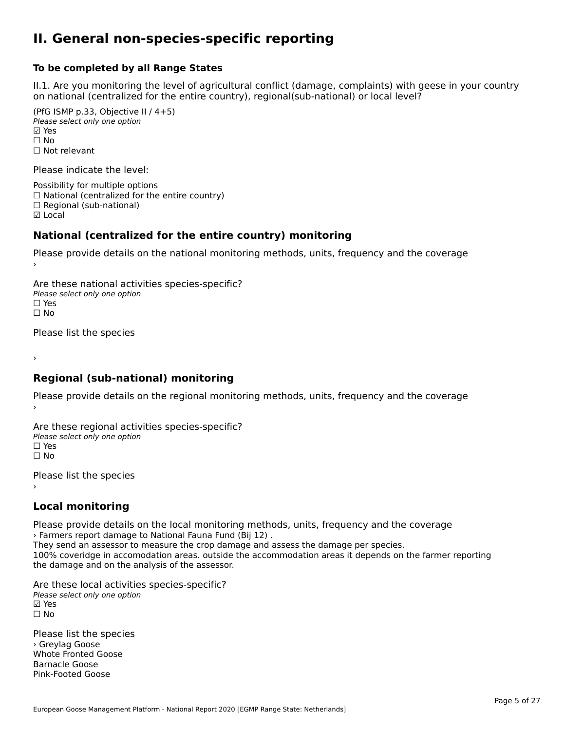# II. General non-species-specific reporting

### To be completed by all Range States

II.1. Are you monitoring the level of agricultural conflict (damage, complaints) with geese in your country on national (centralized for the entire country), regional(sub-national) or local level?

(PfG ISMP p.33, Objective II / 4+5)
*Please select only one option*
☑ Yes
☐ No
☐ Not relevant

Please indicate the level:

Possibility for multiple options
☐ National (centralized for the entire country)
☐ Regional (sub-national)
☑ Local

## National (centralized for the entire country) monitoring

Please provide details on the national monitoring methods, units, frequency and the coverage
›

Are these national activities species-specific?
*Please select only one option*
☐ Yes
☐ No

Please list the species

›

## Regional (sub-national) monitoring

Please provide details on the regional monitoring methods, units, frequency and the coverage
›

Are these regional activities species-specific?
*Please select only one option*
☐ Yes
☐ No

Please list the species
›

## Local monitoring

Please provide details on the local monitoring methods, units, frequency and the coverage
› Farmers report damage to National Fauna Fund (Bij 12) .
They send an assessor to measure the crop damage and assess the damage per species.
100% coveridge in accomodation areas. outside the accommodation areas it depends on the farmer reporting the damage and on the analysis of the assessor.

Are these local activities species-specific?
*Please select only one option*
☑ Yes
☐ No

Please list the species
› Greylag Goose
Whote Fronted Goose
Barnacle Goose
Pink-Footed Goose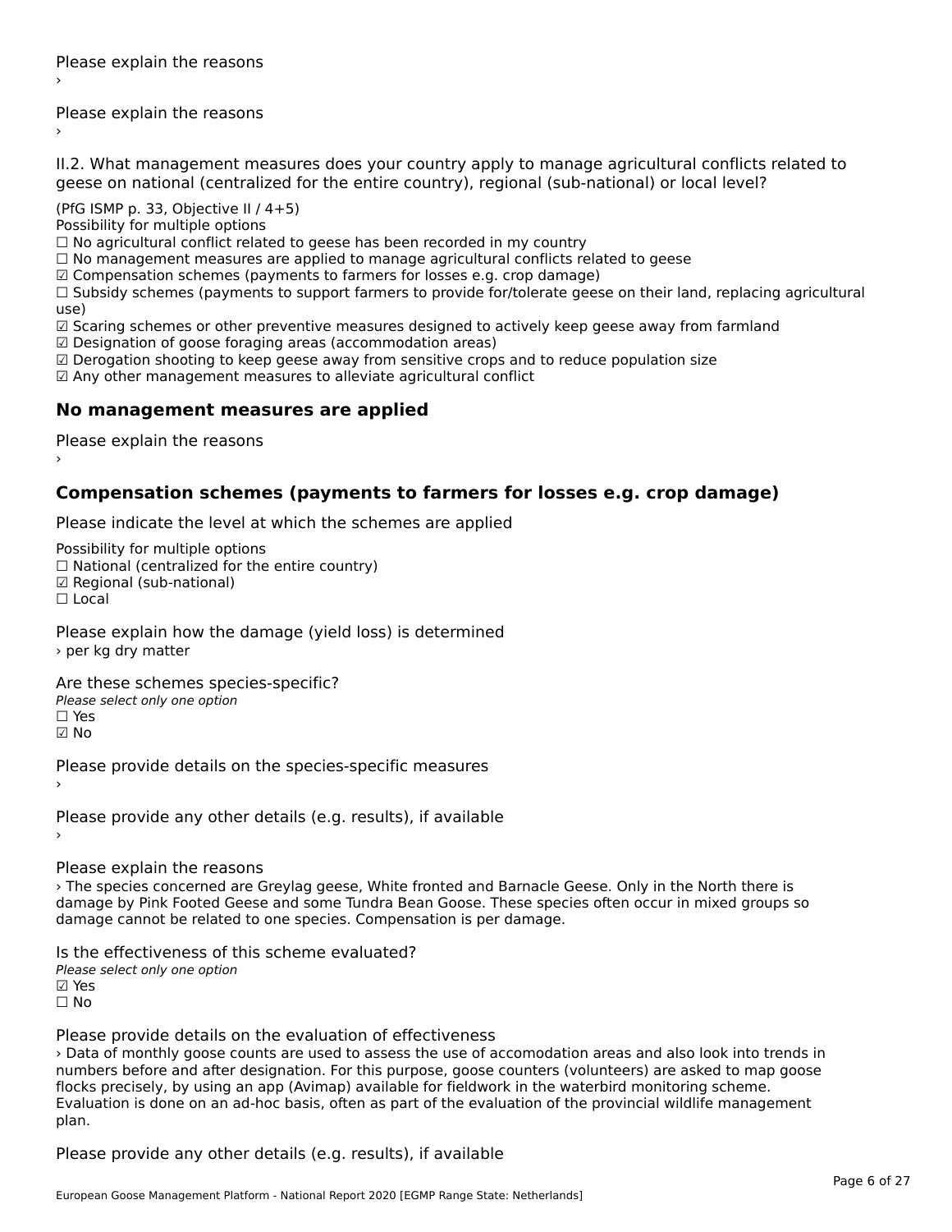Please explain the reasons
›

Please explain the reasons
›

II.2. What management measures does your country apply to manage agricultural conflicts related to geese on national (centralized for the entire country), regional (sub-national) or local level?

(PfG ISMP p. 33, Objective II / 4+5)
Possibility for multiple options
☐ No agricultural conflict related to geese has been recorded in my country
☐ No management measures are applied to manage agricultural conflicts related to geese
☑ Compensation schemes (payments to farmers for losses e.g. crop damage)
☐ Subsidy schemes (payments to support farmers to provide for/tolerate geese on their land, replacing agricultural use)
☑ Scaring schemes or other preventive measures designed to actively keep geese away from farmland
☑ Designation of goose foraging areas (accommodation areas)
☑ Derogation shooting to keep geese away from sensitive crops and to reduce population size
☑ Any other management measures to alleviate agricultural conflict

## No management measures are applied

Please explain the reasons
›

## Compensation schemes (payments to farmers for losses e.g. crop damage)

Please indicate the level at which the schemes are applied

Possibility for multiple options
☐ National (centralized for the entire country)
☑ Regional (sub-national)
☐ Local

Please explain how the damage (yield loss) is determined
› per kg dry matter

Are these schemes species-specific?
*Please select only one option*
☐ Yes
☑ No

Please provide details on the species-specific measures
›

Please provide any other details (e.g. results), if available
›

Please explain the reasons
› The species concerned are Greylag geese, White fronted and Barnacle Geese. Only in the North there is damage by Pink Footed Geese and some Tundra Bean Goose. These species often occur in mixed groups so damage cannot be related to one species. Compensation is per damage.

Is the effectiveness of this scheme evaluated?
*Please select only one option*
☑ Yes
☐ No

Please provide details on the evaluation of effectiveness
› Data of monthly goose counts are used to assess the use of accomodation areas and also look into trends in numbers before and after designation. For this purpose, goose counters (volunteers) are asked to map goose flocks precisely, by using an app (Avimap) available for fieldwork in the waterbird monitoring scheme. Evaluation is done on an ad-hoc basis, often as part of the evaluation of the provincial wildlife management plan.

Please provide any other details (e.g. results), if available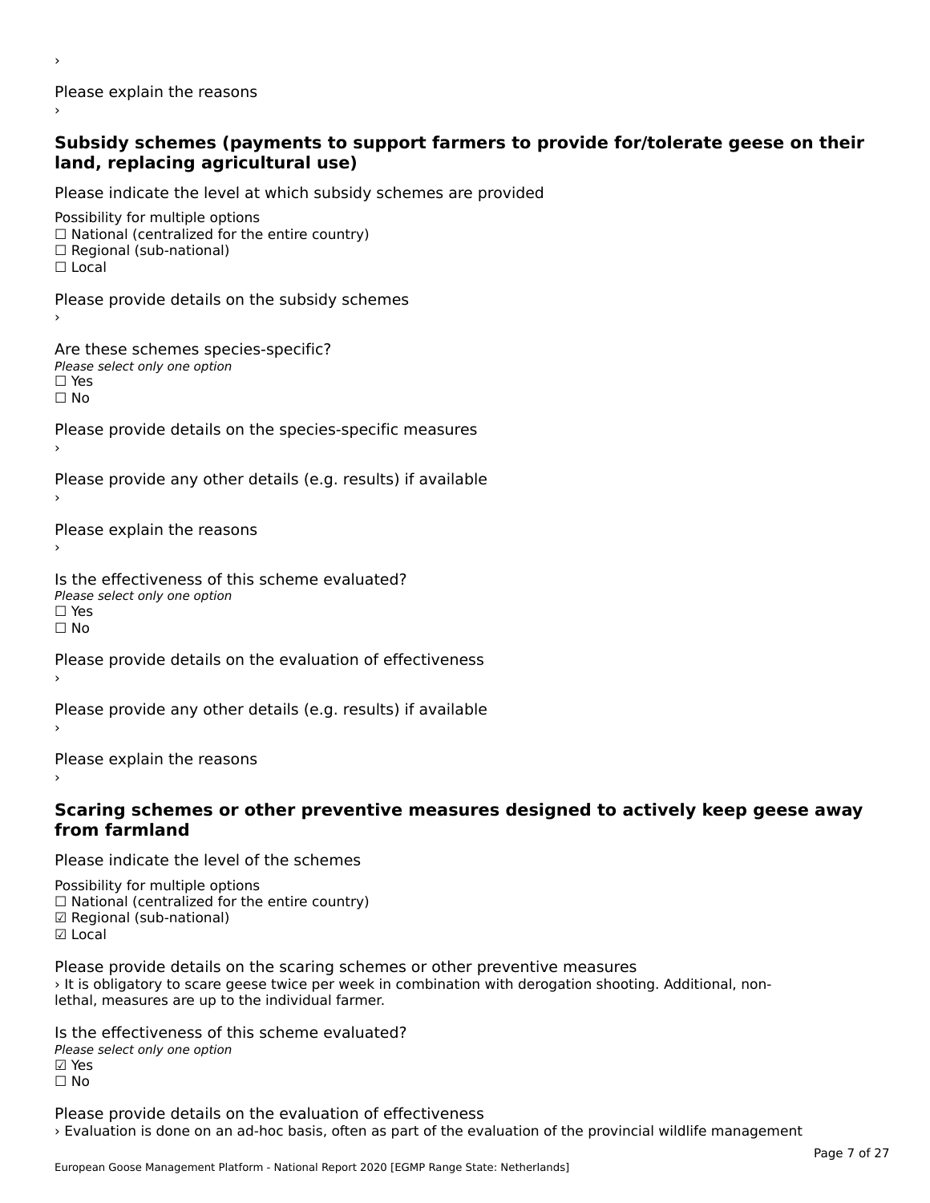›

Please explain the reasons

›

### Subsidy schemes (payments to support farmers to provide for/tolerate geese on their land, replacing agricultural use)

Please indicate the level at which subsidy schemes are provided

Possibility for multiple options

☐ National (centralized for the entire country)

☐ Regional (sub-national)

☐ Local

Please provide details on the subsidy schemes

›

Are these schemes species-specific?

*Please select only one option*

☐ Yes

☐ No

Please provide details on the species-specific measures

›

Please provide any other details (e.g. results) if available

›

Please explain the reasons

›

Is the effectiveness of this scheme evaluated?

*Please select only one option*

☐ Yes

☐ No

Please provide details on the evaluation of effectiveness

›

Please provide any other details (e.g. results) if available

›

Please explain the reasons

›

### Scaring schemes or other preventive measures designed to actively keep geese away from farmland

Please indicate the level of the schemes

Possibility for multiple options

☐ National (centralized for the entire country)

☑ Regional (sub-national)

☑ Local

Please provide details on the scaring schemes or other preventive measures

› It is obligatory to scare geese twice per week in combination with derogation shooting. Additional, non-lethal, measures are up to the individual farmer.

Is the effectiveness of this scheme evaluated?

*Please select only one option*

☑ Yes

☐ No

Please provide details on the evaluation of effectiveness

› Evaluation is done on an ad-hoc basis, often as part of the evaluation of the provincial wildlife management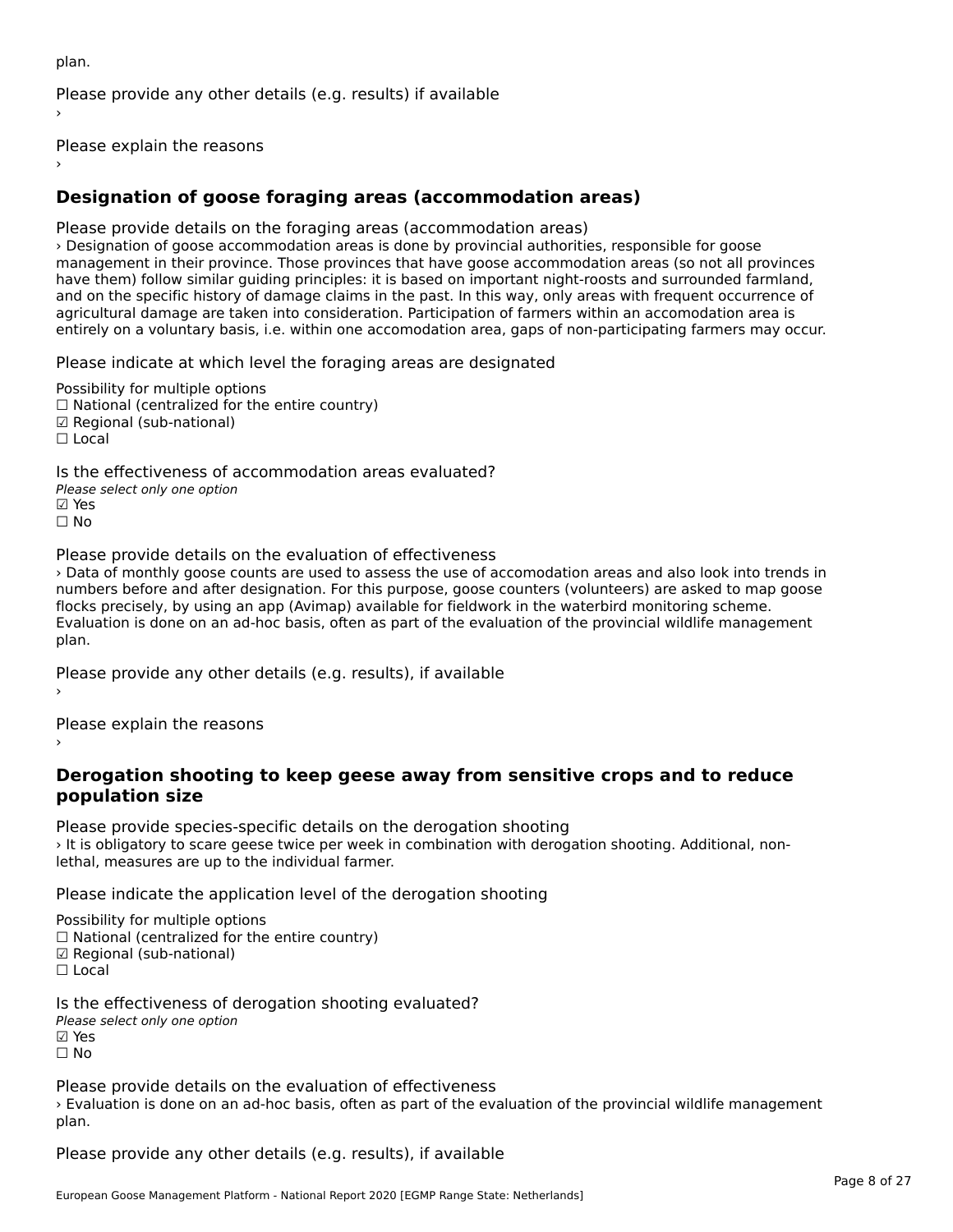plan.

Please provide any other details (e.g. results) if available
›

Please explain the reasons
›

## Designation of goose foraging areas (accommodation areas)

Please provide details on the foraging areas (accommodation areas)
› Designation of goose accommodation areas is done by provincial authorities, responsible for goose management in their province. Those provinces that have goose accommodation areas (so not all provinces have them) follow similar guiding principles: it is based on important night-roosts and surrounded farmland, and on the specific history of damage claims in the past. In this way, only areas with frequent occurrence of agricultural damage are taken into consideration. Participation of farmers within an accomodation area is entirely on a voluntary basis, i.e. within one accomodation area, gaps of non-participating farmers may occur.

Please indicate at which level the foraging areas are designated

Possibility for multiple options
☐ National (centralized for the entire country)
☑ Regional (sub-national)
☐ Local

Is the effectiveness of accommodation areas evaluated?
*Please select only one option*
☑ Yes
☐ No

Please provide details on the evaluation of effectiveness
› Data of monthly goose counts are used to assess the use of accomodation areas and also look into trends in numbers before and after designation. For this purpose, goose counters (volunteers) are asked to map goose flocks precisely, by using an app (Avimap) available for fieldwork in the waterbird monitoring scheme. Evaluation is done on an ad-hoc basis, often as part of the evaluation of the provincial wildlife management plan.

Please provide any other details (e.g. results), if available
›

Please explain the reasons
›

## Derogation shooting to keep geese away from sensitive crops and to reduce population size

Please provide species-specific details on the derogation shooting
› It is obligatory to scare geese twice per week in combination with derogation shooting. Additional, non-lethal, measures are up to the individual farmer.

Please indicate the application level of the derogation shooting

Possibility for multiple options
☐ National (centralized for the entire country)
☑ Regional (sub-national)
☐ Local

Is the effectiveness of derogation shooting evaluated?
*Please select only one option*
☑ Yes
☐ No

Please provide details on the evaluation of effectiveness
› Evaluation is done on an ad-hoc basis, often as part of the evaluation of the provincial wildlife management plan.

Please provide any other details (e.g. results), if available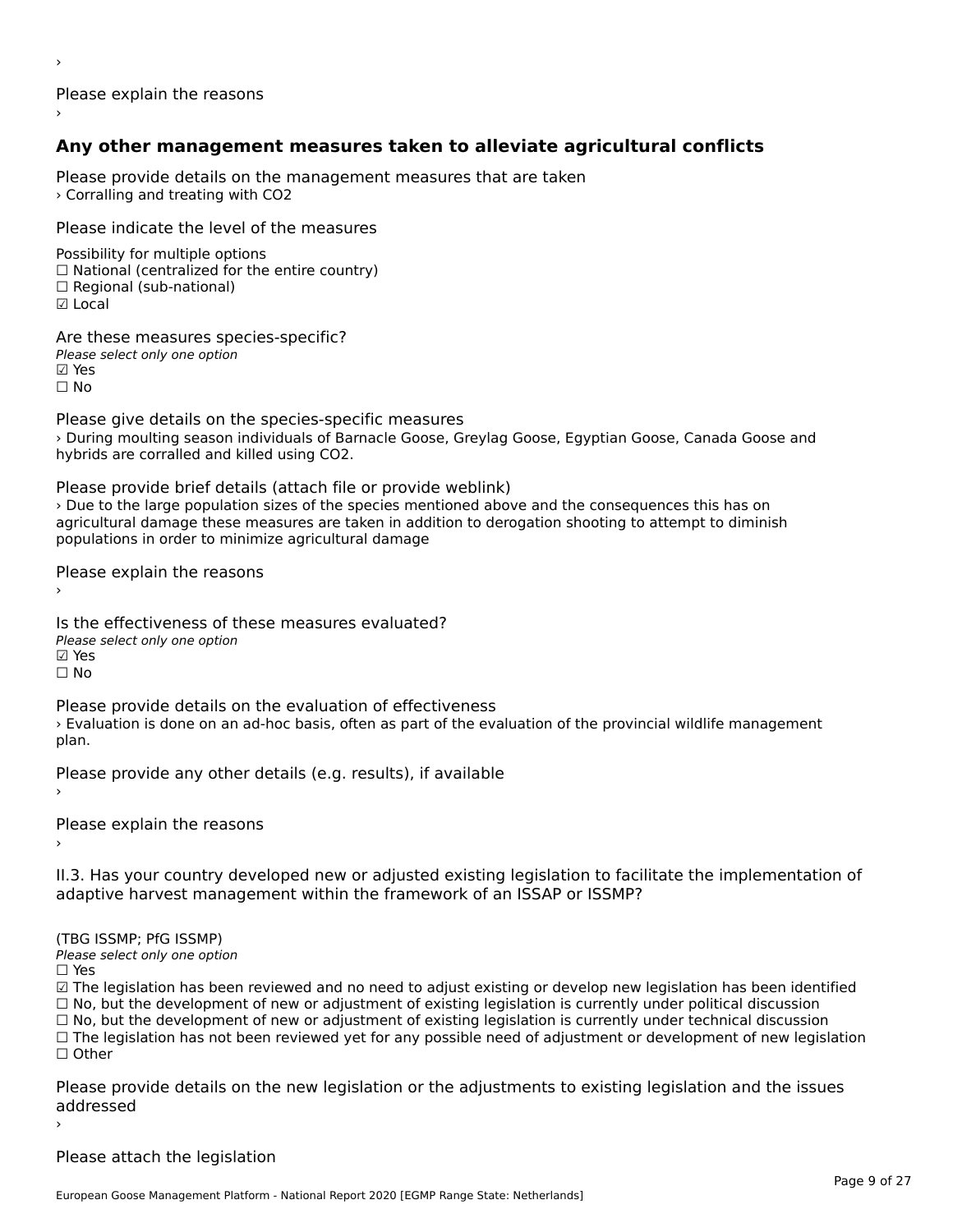›

Please explain the reasons

›

## Any other management measures taken to alleviate agricultural conflicts

Please provide details on the management measures that are taken

› Corralling and treating with $CO_2$

Please indicate the level of the measures

Possibility for multiple options
☐ National (centralized for the entire country)
☐ Regional (sub-national)
☑ Local

Are these measures species-specific?

*Please select only one option*
☑ Yes
☐ No

Please give details on the species-specific measures

› During moulting season individuals of Barnacle Goose, Greylag Goose, Egyptian Goose, Canada Goose and hybrids are corralled and killed using $CO_2$.

Please provide brief details (attach file or provide weblink)

› Due to the large population sizes of the species mentioned above and the consequences this has on agricultural damage these measures are taken in addition to derogation shooting to attempt to diminish populations in order to minimize agricultural damage

Please explain the reasons

›

Is the effectiveness of these measures evaluated?

*Please select only one option*
☑ Yes
☐ No

Please provide details on the evaluation of effectiveness

› Evaluation is done on an ad-hoc basis, often as part of the evaluation of the provincial wildlife management plan.

Please provide any other details (e.g. results), if available

›

Please explain the reasons

›

II.3. Has your country developed new or adjusted existing legislation to facilitate the implementation of adaptive harvest management within the framework of an ISSAP or ISSMP?

(TBG ISSMP; PfG ISSMP)

*Please select only one option*
☐ Yes
☑ The legislation has been reviewed and no need to adjust existing or develop new legislation has been identified
☐ No, but the development of new or adjustment of existing legislation is currently under political discussion
☐ No, but the development of new or adjustment of existing legislation is currently under technical discussion
☐ The legislation has not been reviewed yet for any possible need of adjustment or development of new legislation
☐ Other

Please provide details on the new legislation or the adjustments to existing legislation and the issues addressed

›

Please attach the legislation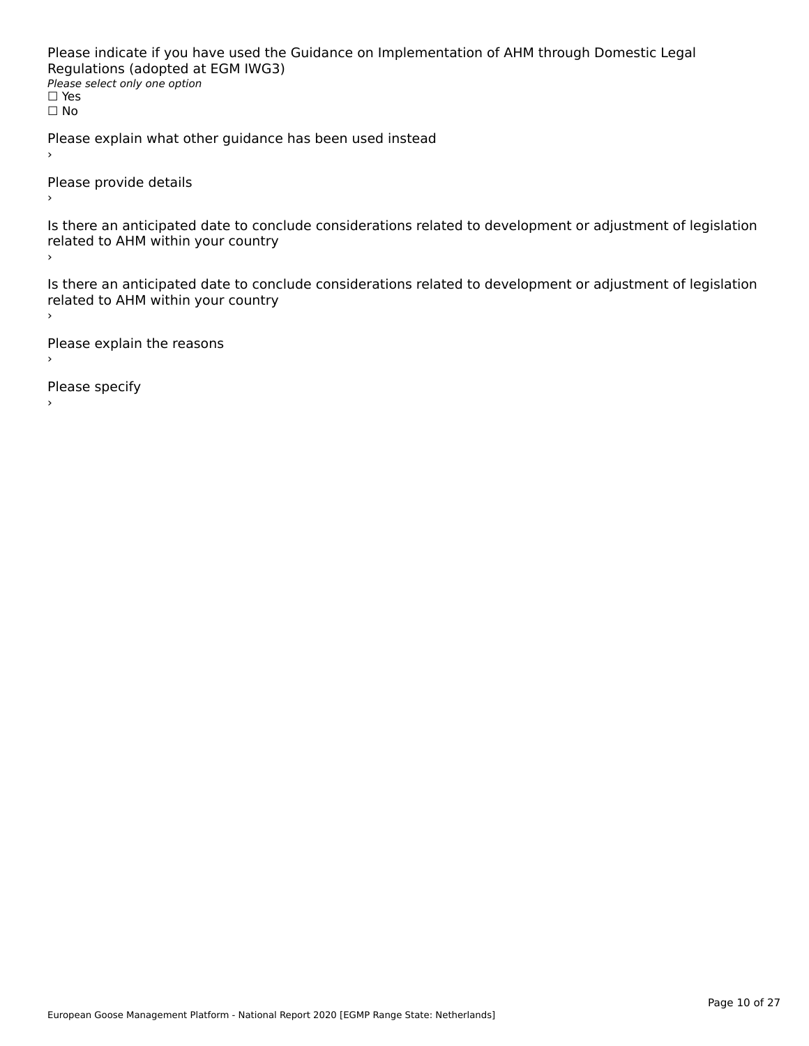Please indicate if you have used the Guidance on Implementation of AHM through Domestic Legal Regulations (adopted at EGM IWG3)

*Please select only one option*

☐ Yes

☐ No

Please explain what other guidance has been used instead

›

Please provide details

›

Is there an anticipated date to conclude considerations related to development or adjustment of legislation related to AHM within your country

›

Is there an anticipated date to conclude considerations related to development or adjustment of legislation related to AHM within your country

›

Please explain the reasons

›

Please specify

›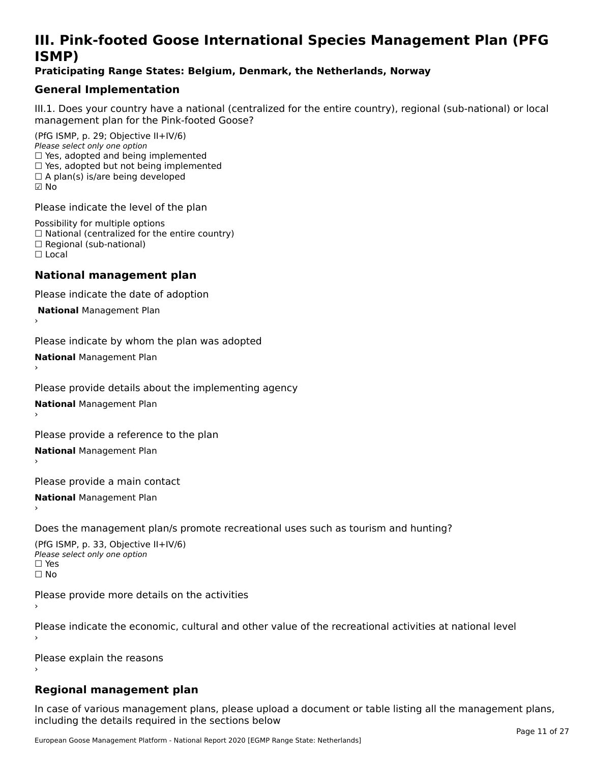# III. Pink-footed Goose International Species Management Plan (PFG ISMP)

**Praticipating Range States: Belgium, Denmark, the Netherlands, Norway**

## General Implementation

III.1. Does your country have a national (centralized for the entire country), regional (sub-national) or local management plan for the Pink-footed Goose?

(PfG ISMP, p. 29; Objective II+IV/6)
*Please select only one option*
☐ Yes, adopted and being implemented
☐ Yes, adopted but not being implemented
☐ A plan(s) is/are being developed
☑ No

Please indicate the level of the plan

Possibility for multiple options
☐ National (centralized for the entire country)
☐ Regional (sub-national)
☐ Local

## National management plan

Please indicate the date of adoption

**National** Management Plan
›

Please indicate by whom the plan was adopted

**National** Management Plan
›

Please provide details about the implementing agency

**National** Management Plan
›

Please provide a reference to the plan

**National** Management Plan
›

Please provide a main contact

**National** Management Plan
›

Does the management plan/s promote recreational uses such as tourism and hunting?

(PfG ISMP, p. 33, Objective II+IV/6)
*Please select only one option*
☐ Yes
☐ No

Please provide more details on the activities
›

Please indicate the economic, cultural and other value of the recreational activities at national level
›

Please explain the reasons
›

## Regional management plan

In case of various management plans, please upload a document or table listing all the management plans, including the details required in the sections below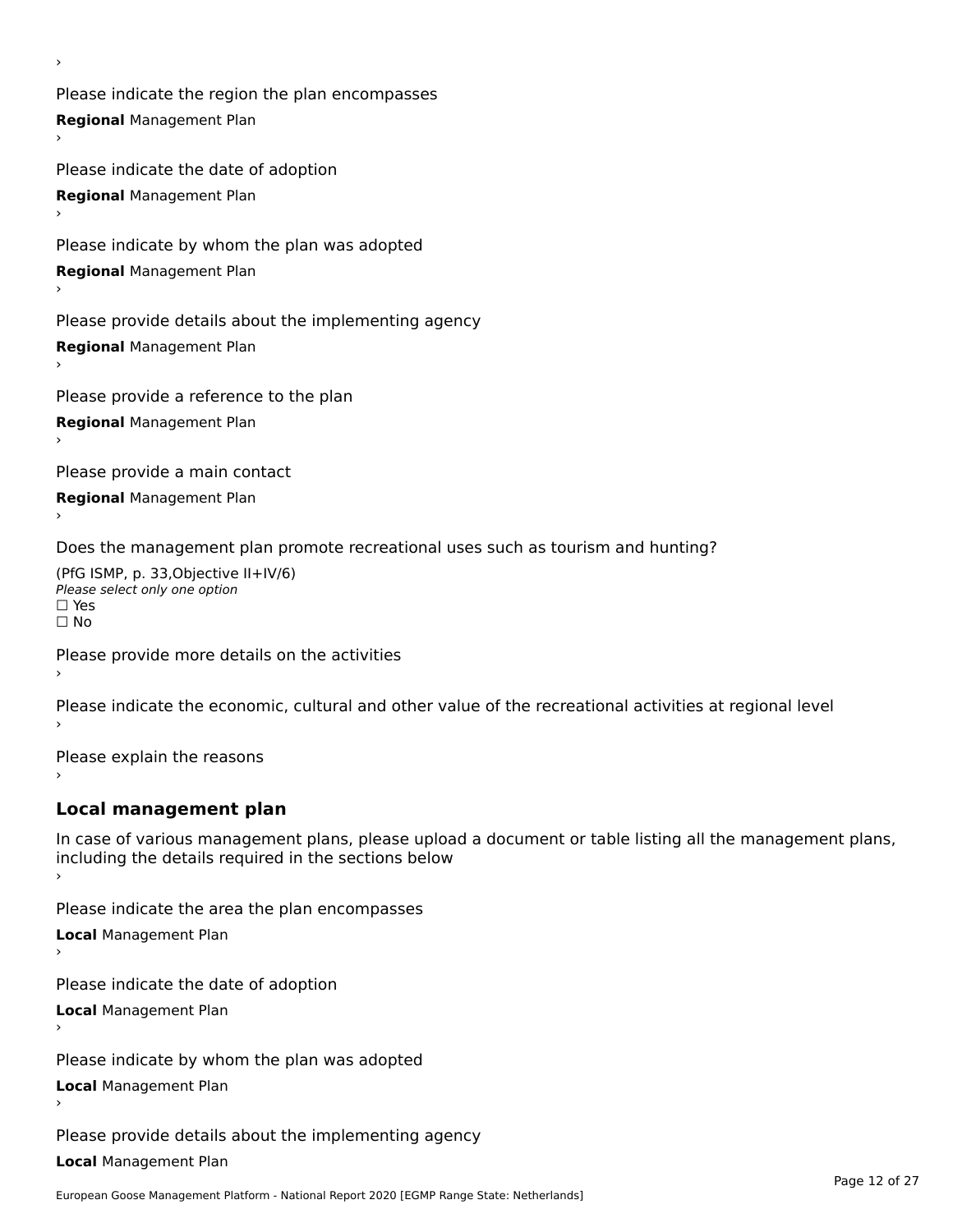›

Please indicate the region the plan encompasses

**Regional** Management Plan

›

Please indicate the date of adoption

**Regional** Management Plan

›

Please indicate by whom the plan was adopted

**Regional** Management Plan

›

Please provide details about the implementing agency

**Regional** Management Plan

›

Please provide a reference to the plan

**Regional** Management Plan

›

Please provide a main contact

**Regional** Management Plan

›

Does the management plan promote recreational uses such as tourism and hunting?

(PfG ISMP, p. 33,Objective II+IV/6)

*Please select only one option*

☐ Yes

☐ No

Please provide more details on the activities

›

Please indicate the economic, cultural and other value of the recreational activities at regional level

›

Please explain the reasons

›

## Local management plan

In case of various management plans, please upload a document or table listing all the management plans, including the details required in the sections below

›

Please indicate the area the plan encompasses

**Local** Management Plan

›

Please indicate the date of adoption

**Local** Management Plan

›

Please indicate by whom the plan was adopted

**Local** Management Plan

›

Please provide details about the implementing agency

**Local** Management Plan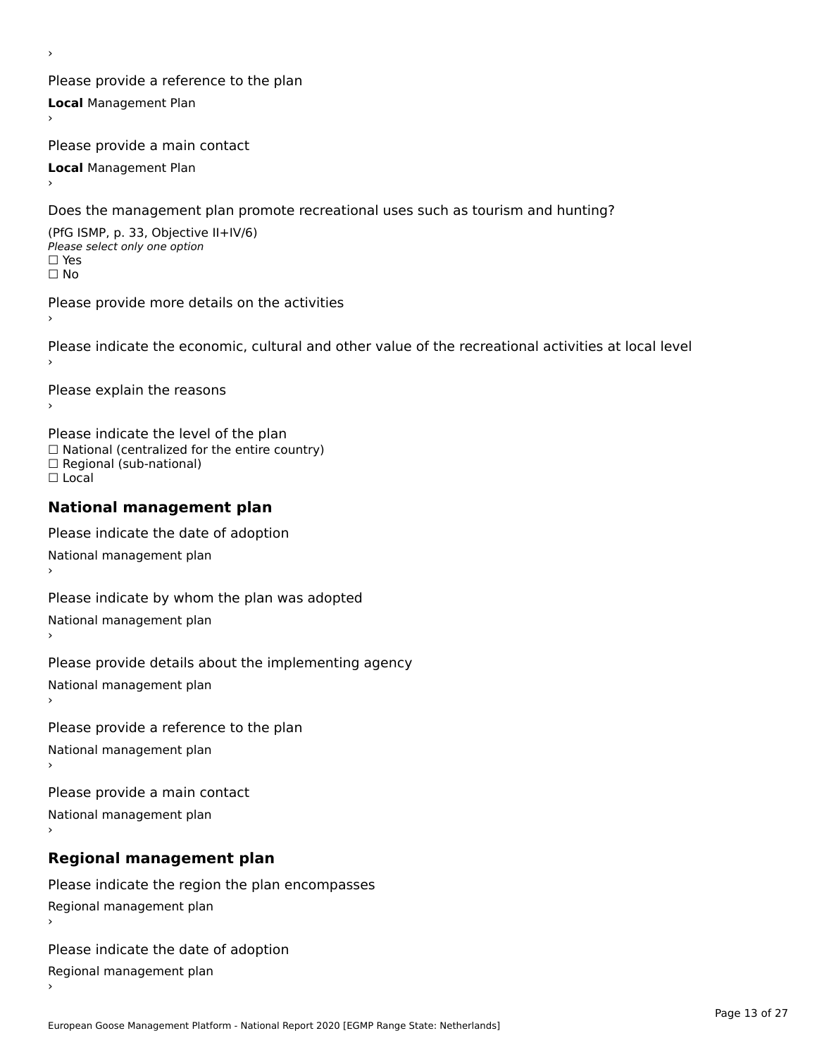›

Please provide a reference to the plan

**Local** Management Plan

›

Please provide a main contact

**Local** Management Plan

›

Does the management plan promote recreational uses such as tourism and hunting?

(PfG ISMP, p. 33, Objective II+IV/6)

*Please select only one option*

☐ Yes

☐ No

Please provide more details on the activities

›

Please indicate the economic, cultural and other value of the recreational activities at local level

›

Please explain the reasons

›

Please indicate the level of the plan

☐ National (centralized for the entire country)

☐ Regional (sub-national)

☐ Local

## National management plan

Please indicate the date of adoption

National management plan

›

Please indicate by whom the plan was adopted

National management plan

›

Please provide details about the implementing agency

National management plan

›

Please provide a reference to the plan

National management plan

›

Please provide a main contact

National management plan

›

## Regional management plan

Please indicate the region the plan encompasses

Regional management plan

›

Please indicate the date of adoption

Regional management plan

›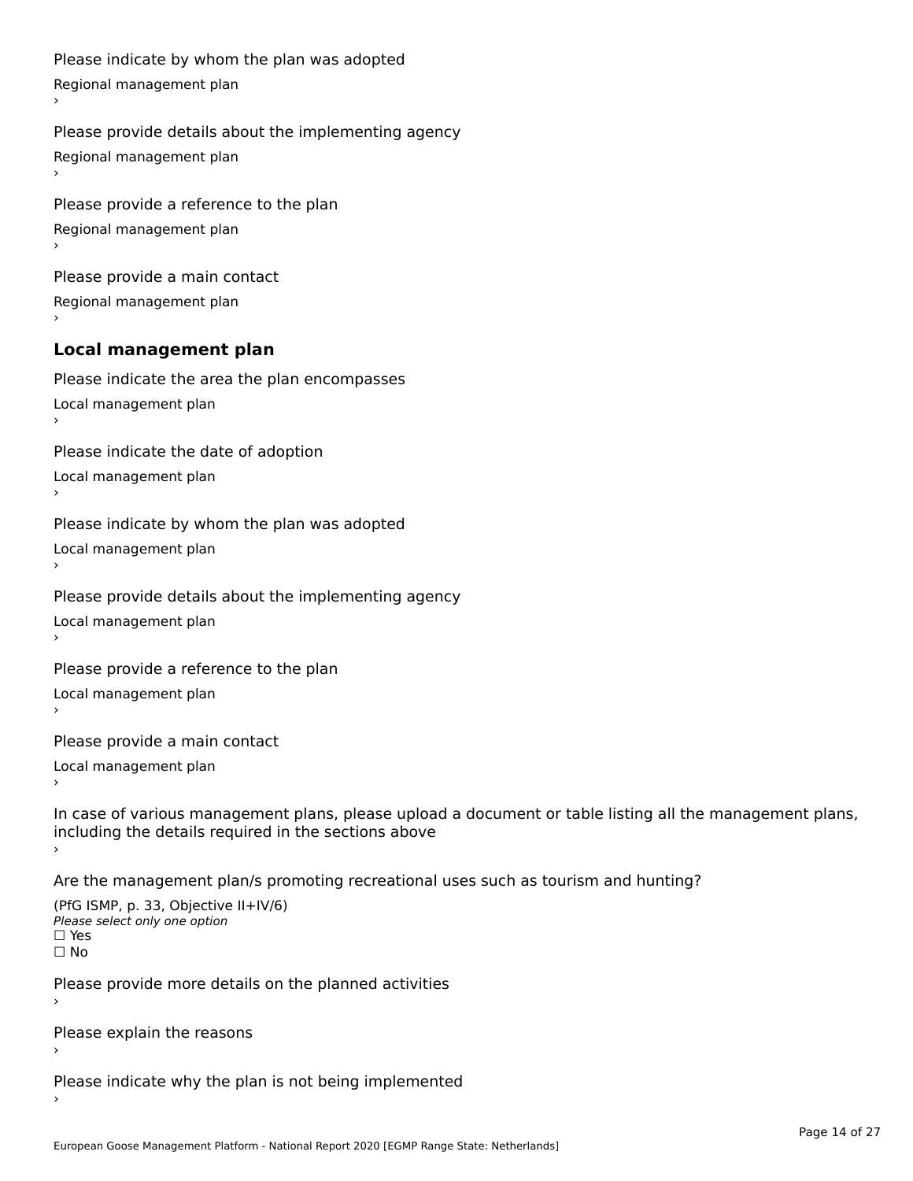Please indicate by whom the plan was adopted

Regional management plan

›

Please provide details about the implementing agency

Regional management plan

›

Please provide a reference to the plan

Regional management plan

›

Please provide a main contact

Regional management plan

›

### Local management plan

Please indicate the area the plan encompasses

Local management plan

›

Please indicate the date of adoption

Local management plan

›

Please indicate by whom the plan was adopted

Local management plan

›

Please provide details about the implementing agency

Local management plan

›

Please provide a reference to the plan

Local management plan

›

Please provide a main contact

Local management plan

›

In case of various management plans, please upload a document or table listing all the management plans, including the details required in the sections above

›

Are the management plan/s promoting recreational uses such as tourism and hunting?

(PfG ISMP, p. 33, Objective II+IV/6)

*Please select only one option*

☐ Yes

☐ No

Please provide more details on the planned activities

›

Please explain the reasons

›

Please indicate why the plan is not being implemented

›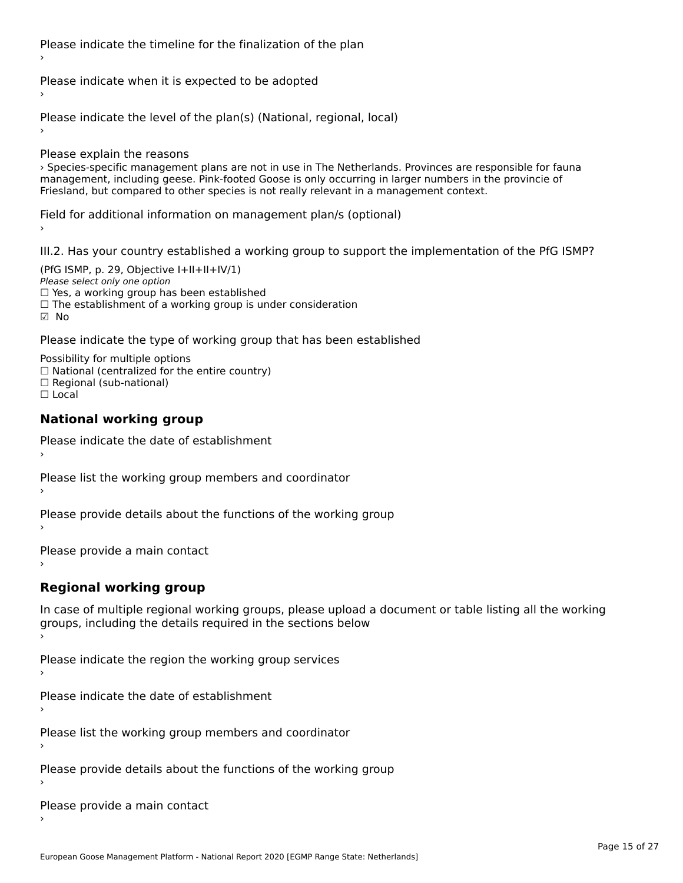Please indicate the timeline for the finalization of the plan

›

Please indicate when it is expected to be adopted

›

Please indicate the level of the plan(s) (National, regional, local)

›

Please explain the reasons

› Species-specific management plans are not in use in The Netherlands. Provinces are responsible for fauna management, including geese. Pink-footed Goose is only occurring in larger numbers in the provincie of Friesland, but compared to other species is not really relevant in a management context.

Field for additional information on management plan/s (optional)

›

III.2. Has your country established a working group to support the implementation of the PfG ISMP?

(PfG ISMP, p. 29, Objective I+II+II+IV/1)

*Please select only one option*

☐ Yes, a working group has been established

☐ The establishment of a working group is under consideration

☑ No

Please indicate the type of working group that has been established

Possibility for multiple options

☐ National (centralized for the entire country)

☐ Regional (sub-national)

☐ Local

## National working group

Please indicate the date of establishment

›

Please list the working group members and coordinator

›

Please provide details about the functions of the working group

›

Please provide a main contact

›

## Regional working group

In case of multiple regional working groups, please upload a document or table listing all the working groups, including the details required in the sections below

›

Please indicate the region the working group services

›

Please indicate the date of establishment

›

Please list the working group members and coordinator

›

Please provide details about the functions of the working group

›

Please provide a main contact

›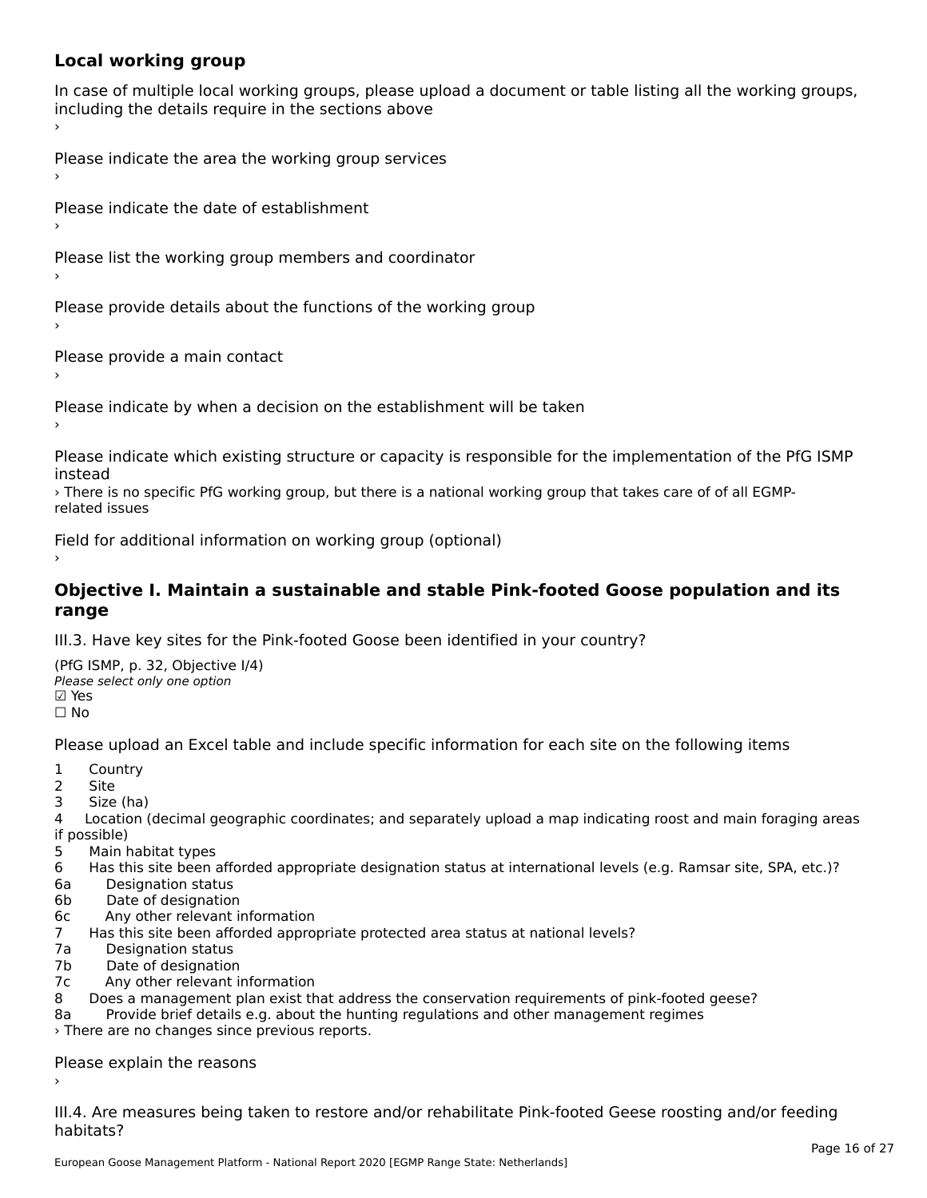### Local working group

In case of multiple local working groups, please upload a document or table listing all the working groups, including the details require in the sections above

›

Please indicate the area the working group services

›

Please indicate the date of establishment

›

Please list the working group members and coordinator

›

Please provide details about the functions of the working group

›

Please provide a main contact

›

Please indicate by when a decision on the establishment will be taken

›

Please indicate which existing structure or capacity is responsible for the implementation of the PfG ISMP instead

› There is no specific PfG working group, but there is a national working group that takes care of of all EGMP-related issues

Field for additional information on working group (optional)

›

## Objective I. Maintain a sustainable and stable Pink-footed Goose population and its range

III.3. Have key sites for the Pink-footed Goose been identified in your country?

(PfG ISMP, p. 32, Objective I/4)

*Please select only one option*

☑ Yes

☐ No

Please upload an Excel table and include specific information for each site on the following items

1 Country
2 Site
3 Size (ha)
4 Location (decimal geographic coordinates; and separately upload a map indicating roost and main foraging areas if possible)
5 Main habitat types
6 Has this site been afforded appropriate designation status at international levels (e.g. Ramsar site, SPA, etc.)?
6a Designation status
6b Date of designation
6c Any other relevant information
7 Has this site been afforded appropriate protected area status at national levels?
7a Designation status
7b Date of designation
7c Any other relevant information
8 Does a management plan exist that address the conservation requirements of pink-footed geese?
8a Provide brief details e.g. about the hunting regulations and other management regimes

› There are no changes since previous reports.

Please explain the reasons

›

III.4. Are measures being taken to restore and/or rehabilitate Pink-footed Geese roosting and/or feeding habitats?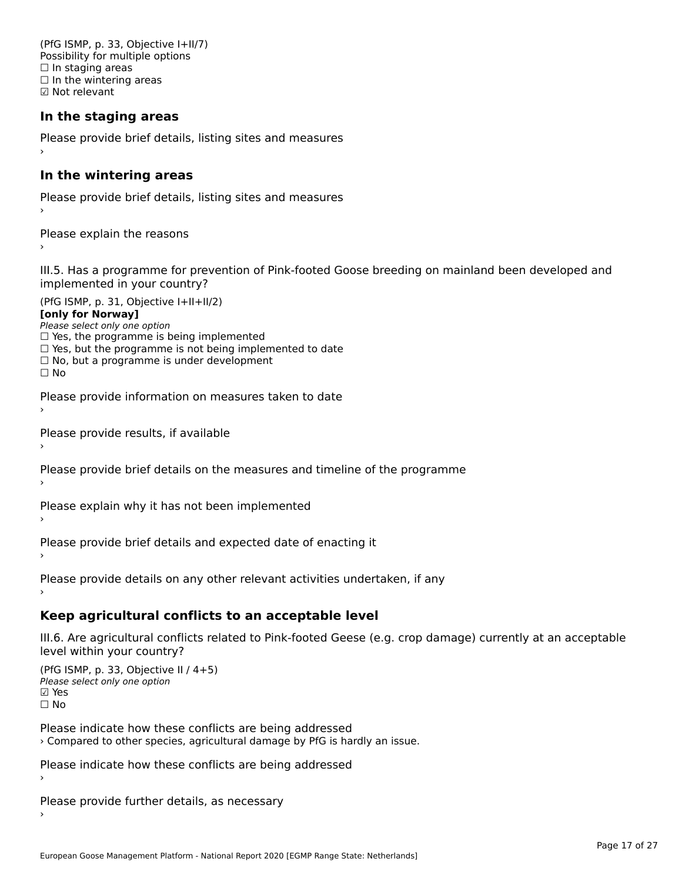(PfG ISMP, p. 33, Objective I+II/7)
Possibility for multiple options
☐ In staging areas
☐ In the wintering areas
☑ Not relevant

### In the staging areas

Please provide brief details, listing sites and measures
›

### In the wintering areas

Please provide brief details, listing sites and measures
›

Please explain the reasons
›

III.5. Has a programme for prevention of Pink-footed Goose breeding on mainland been developed and implemented in your country?

(PfG ISMP, p. 31, Objective I+II+II/2)
**[only for Norway]**
*Please select only one option*
☐ Yes, the programme is being implemented
☐ Yes, but the programme is not being implemented to date
☐ No, but a programme is under development
☐ No

Please provide information on measures taken to date
›

Please provide results, if available
›

Please provide brief details on the measures and timeline of the programme
›

Please explain why it has not been implemented
›

Please provide brief details and expected date of enacting it
›

Please provide details on any other relevant activities undertaken, if any
›

### Keep agricultural conflicts to an acceptable level

III.6. Are agricultural conflicts related to Pink-footed Geese (e.g. crop damage) currently at an acceptable level within your country?

(PfG ISMP, p. 33, Objective II / 4+5)
*Please select only one option*
☑ Yes
☐ No

Please indicate how these conflicts are being addressed
› Compared to other species, agricultural damage by PfG is hardly an issue.

Please indicate how these conflicts are being addressed
›

Please provide further details, as necessary
›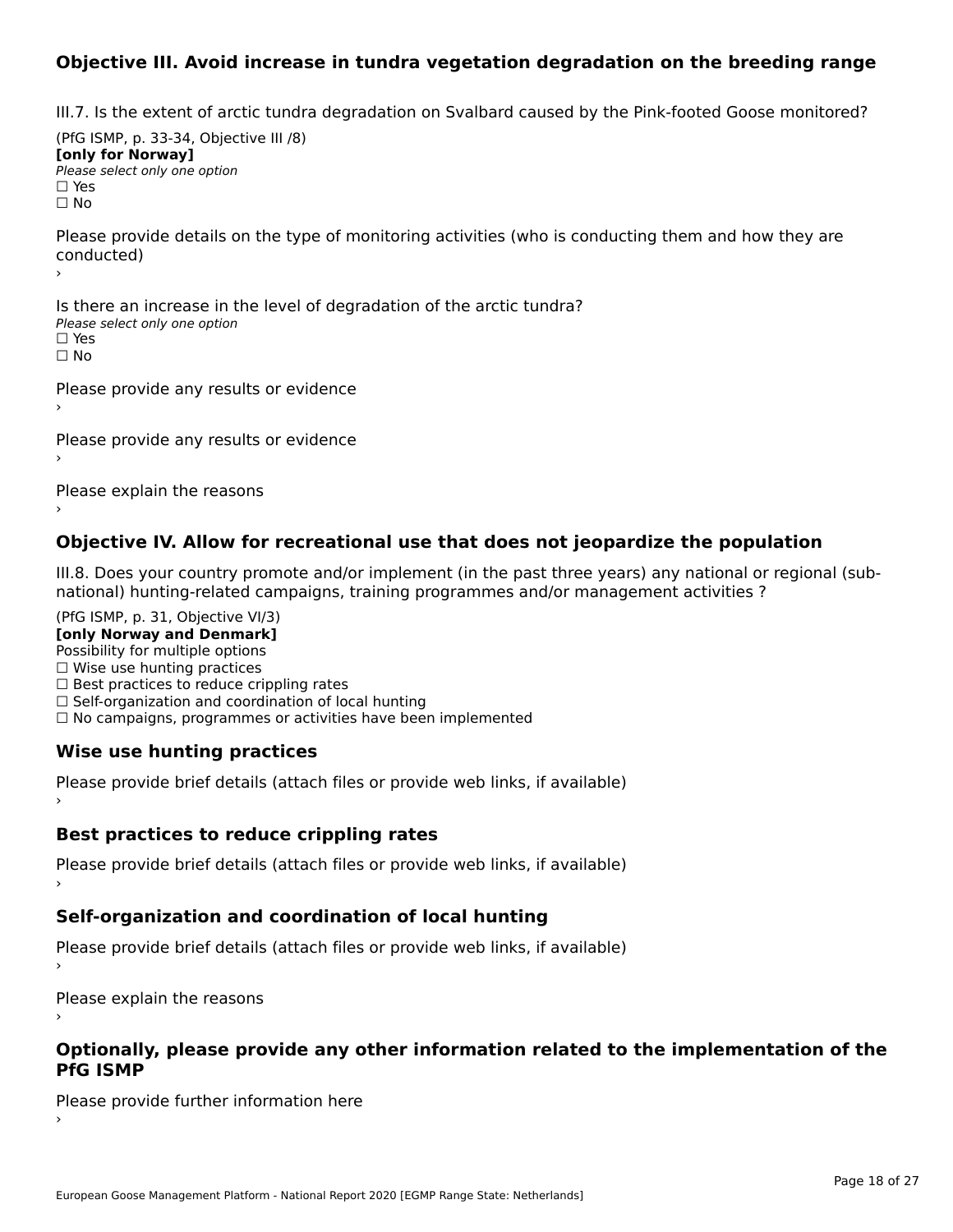## Objective III. Avoid increase in tundra vegetation degradation on the breeding range

III.7. Is the extent of arctic tundra degradation on Svalbard caused by the Pink-footed Goose monitored?

(PfG ISMP, p. 33-34, Objective III /8)
**[only for Norway]**
*Please select only one option*
☐ Yes
☐ No

Please provide details on the type of monitoring activities (who is conducting them and how they are conducted)
›

Is there an increase in the level of degradation of the arctic tundra?
*Please select only one option*
☐ Yes
☐ No

Please provide any results or evidence
›

Please provide any results or evidence
›

Please explain the reasons
›

## Objective IV. Allow for recreational use that does not jeopardize the population

III.8. Does your country promote and/or implement (in the past three years) any national or regional (sub-national) hunting-related campaigns, training programmes and/or management activities ?

(PfG ISMP, p. 31, Objective VI/3)
**[only Norway and Denmark]**
Possibility for multiple options
☐ Wise use hunting practices
☐ Best practices to reduce crippling rates
☐ Self-organization and coordination of local hunting
☐ No campaigns, programmes or activities have been implemented

### Wise use hunting practices

Please provide brief details (attach files or provide web links, if available)
›

### Best practices to reduce crippling rates

Please provide brief details (attach files or provide web links, if available)
›

### Self-organization and coordination of local hunting

Please provide brief details (attach files or provide web links, if available)
›

Please explain the reasons
›

## Optionally, please provide any other information related to the implementation of the PfG ISMP

Please provide further information here
›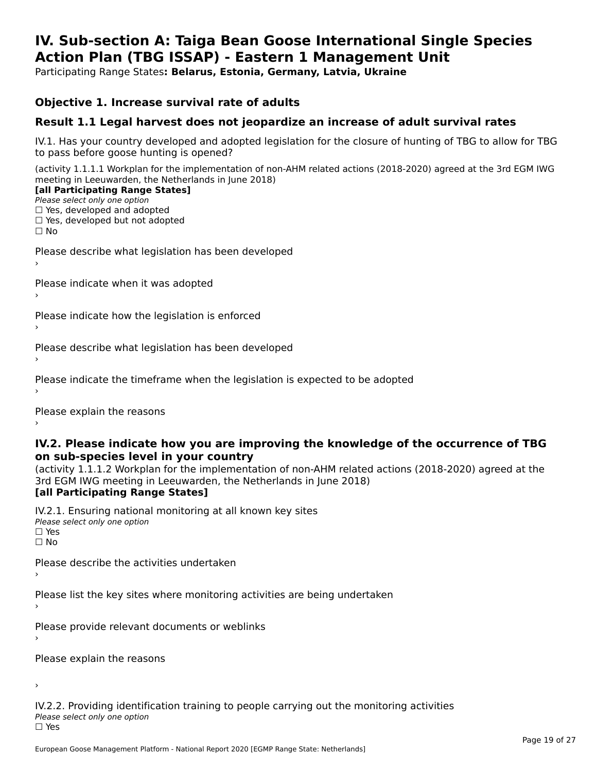# IV. Sub-section A: Taiga Bean Goose International Single Species Action Plan (TBG ISSAP) - Eastern 1 Management Unit

Participating Range States**: Belarus, Estonia, Germany, Latvia, Ukraine**

### Objective 1. Increase survival rate of adults

### Result 1.1 Legal harvest does not jeopardize an increase of adult survival rates

IV.1. Has your country developed and adopted legislation for the closure of hunting of TBG to allow for TBG to pass before goose hunting is opened?

(activity 1.1.1.1 Workplan for the implementation of non-AHM related actions (2018-2020) agreed at the 3rd EGM IWG meeting in Leeuwarden, the Netherlands in June 2018)

**[all Participating Range States]**

*Please select only one option*

☐ Yes, developed and adopted
☐ Yes, developed but not adopted
☐ No

Please describe what legislation has been developed
›

Please indicate when it was adopted
›

Please indicate how the legislation is enforced
›

Please describe what legislation has been developed
›

Please indicate the timeframe when the legislation is expected to be adopted
›

Please explain the reasons
›

### IV.2. Please indicate how you are improving the knowledge of the occurrence of TBG on sub-species level in your country

(activity 1.1.1.2 Workplan for the implementation of non-AHM related actions (2018-2020) agreed at the 3rd EGM IWG meeting in Leeuwarden, the Netherlands in June 2018)

**[all Participating Range States]**

IV.2.1. Ensuring national monitoring at all known key sites

*Please select only one option*

☐ Yes
☐ No

Please describe the activities undertaken
›

Please list the key sites where monitoring activities are being undertaken
›

Please provide relevant documents or weblinks
›

Please explain the reasons

›

IV.2.2. Providing identification training to people carrying out the monitoring activities

*Please select only one option*

☐ Yes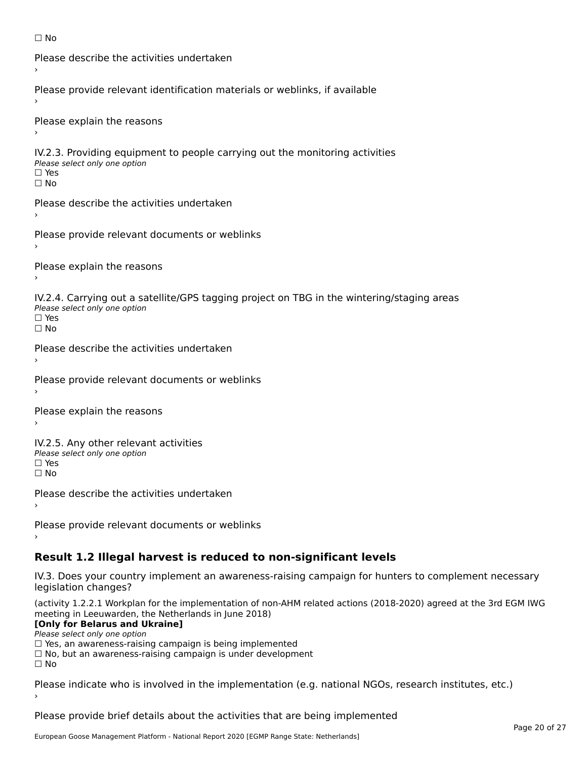☐ No

Please describe the activities undertaken
›

Please provide relevant identification materials or weblinks, if available
›

Please explain the reasons
›

IV.2.3. Providing equipment to people carrying out the monitoring activities
*Please select only one option*
☐ Yes
☐ No

Please describe the activities undertaken
›

Please provide relevant documents or weblinks
›

Please explain the reasons
›

IV.2.4. Carrying out a satellite/GPS tagging project on TBG in the wintering/staging areas
*Please select only one option*
☐ Yes
☐ No

Please describe the activities undertaken
›

Please provide relevant documents or weblinks
›

Please explain the reasons
›

IV.2.5. Any other relevant activities
*Please select only one option*
☐ Yes
☐ No

Please describe the activities undertaken
›

Please provide relevant documents or weblinks
›

## Result 1.2 Illegal harvest is reduced to non-significant levels

IV.3. Does your country implement an awareness-raising campaign for hunters to complement necessary legislation changes?

(activity 1.2.2.1 Workplan for the implementation of non-AHM related actions (2018-2020) agreed at the 3rd EGM IWG meeting in Leeuwarden, the Netherlands in June 2018)
**[Only for Belarus and Ukraine]**
*Please select only one option*
☐ Yes, an awareness-raising campaign is being implemented
☐ No, but an awareness-raising campaign is under development
☐ No

Please indicate who is involved in the implementation (e.g. national NGOs, research institutes, etc.)
›

Please provide brief details about the activities that are being implemented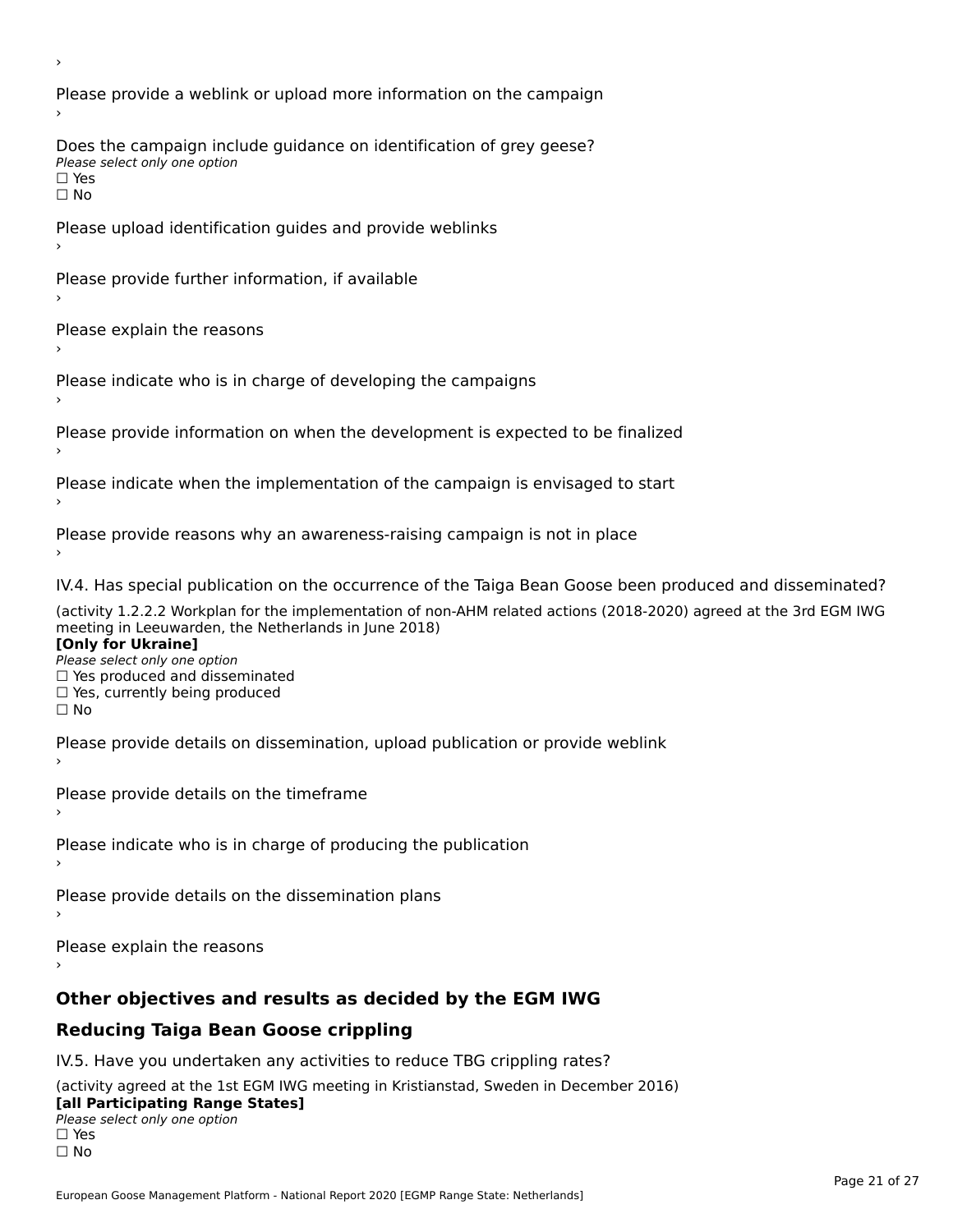›

Please provide a weblink or upload more information on the campaign

›

Does the campaign include guidance on identification of grey geese?

*Please select only one option*

☐ Yes

☐ No

Please upload identification guides and provide weblinks

›

Please provide further information, if available

›

Please explain the reasons

›

Please indicate who is in charge of developing the campaigns

›

Please provide information on when the development is expected to be finalized

›

Please indicate when the implementation of the campaign is envisaged to start

›

Please provide reasons why an awareness-raising campaign is not in place

›

IV.4. Has special publication on the occurrence of the Taiga Bean Goose been produced and disseminated?

(activity 1.2.2.2 Workplan for the implementation of non-AHM related actions (2018-2020) agreed at the 3rd EGM IWG meeting in Leeuwarden, the Netherlands in June 2018)

**[Only for Ukraine]**

*Please select only one option*

☐ Yes produced and disseminated

☐ Yes, currently being produced

☐ No

Please provide details on dissemination, upload publication or provide weblink

›

Please provide details on the timeframe

›

Please indicate who is in charge of producing the publication

›

Please provide details on the dissemination plans

›

Please explain the reasons

›

## Other objectives and results as decided by the EGM IWG

## Reducing Taiga Bean Goose crippling

IV.5. Have you undertaken any activities to reduce TBG crippling rates?

(activity agreed at the 1st EGM IWG meeting in Kristianstad, Sweden in December 2016)

**[all Participating Range States]**

*Please select only one option*

☐ Yes

☐ No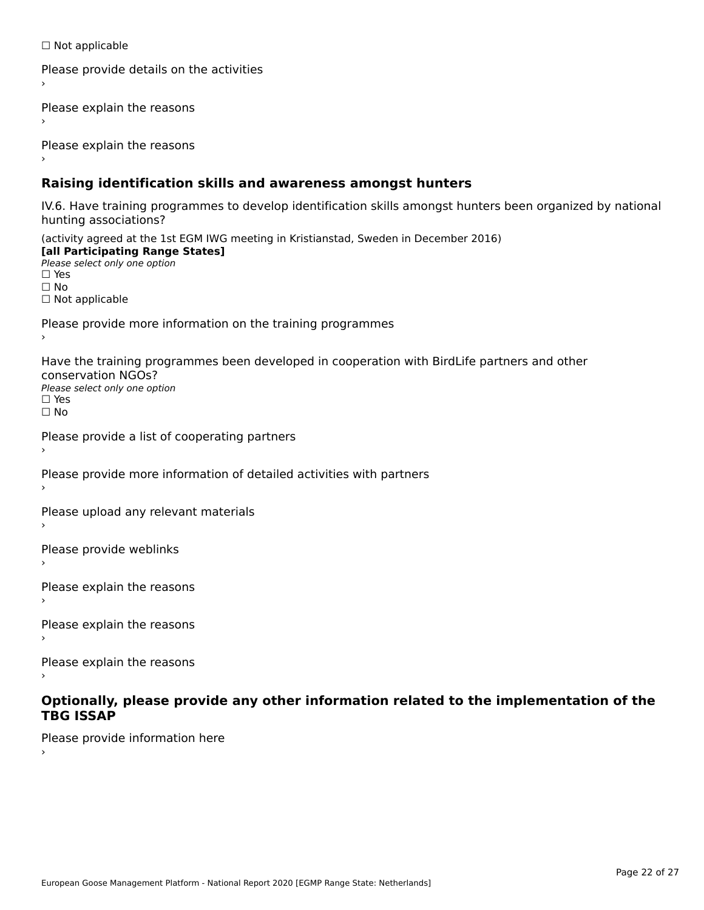☐ Not applicable

Please provide details on the activities

›

Please explain the reasons

›

Please explain the reasons

›

### Raising identification skills and awareness amongst hunters

IV.6. Have training programmes to develop identification skills amongst hunters been organized by national hunting associations?

(activity agreed at the 1st EGM IWG meeting in Kristianstad, Sweden in December 2016)

**[all Participating Range States]**

*Please select only one option*

☐ Yes

☐ No

☐ Not applicable

Please provide more information on the training programmes

›

Have the training programmes been developed in cooperation with BirdLife partners and other conservation NGOs?

*Please select only one option*

☐ Yes

☐ No

Please provide a list of cooperating partners

›

Please provide more information of detailed activities with partners

›

Please upload any relevant materials

›

Please provide weblinks

›

Please explain the reasons

›

Please explain the reasons

›

Please explain the reasons

›

### Optionally, please provide any other information related to the implementation of the TBG ISSAP

Please provide information here

›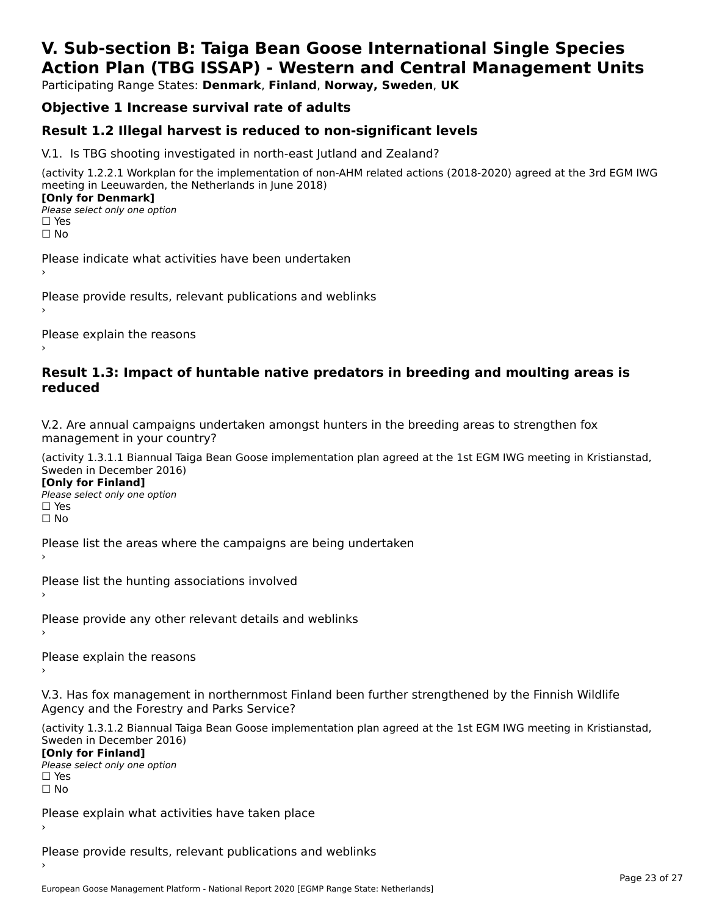# V. Sub-section B: Taiga Bean Goose International Single Species Action Plan (TBG ISSAP) - Western and Central Management Units

Participating Range States: **Denmark**, **Finland**, **Norway, Sweden**, **UK**

## Objective 1 Increase survival rate of adults

## Result 1.2 Illegal harvest is reduced to non-significant levels

V.1. Is TBG shooting investigated in north-east Jutland and Zealand?

(activity 1.2.2.1 Workplan for the implementation of non-AHM related actions (2018-2020) agreed at the 3rd EGM IWG meeting in Leeuwarden, the Netherlands in June 2018)

**[Only for Denmark]**

*Please select only one option*

☐ Yes

☐ No

Please indicate what activities have been undertaken

›

Please provide results, relevant publications and weblinks

›

Please explain the reasons

›

## Result 1.3: Impact of huntable native predators in breeding and moulting areas is reduced

V.2. Are annual campaigns undertaken amongst hunters in the breeding areas to strengthen fox management in your country?

(activity 1.3.1.1 Biannual Taiga Bean Goose implementation plan agreed at the 1st EGM IWG meeting in Kristianstad, Sweden in December 2016)

**[Only for Finland]**

*Please select only one option*

☐ Yes

☐ No

Please list the areas where the campaigns are being undertaken

›

Please list the hunting associations involved

›

Please provide any other relevant details and weblinks

›

Please explain the reasons

›

V.3. Has fox management in northernmost Finland been further strengthened by the Finnish Wildlife Agency and the Forestry and Parks Service?

(activity 1.3.1.2 Biannual Taiga Bean Goose implementation plan agreed at the 1st EGM IWG meeting in Kristianstad, Sweden in December 2016)

**[Only for Finland]**

*Please select only one option*

☐ Yes

☐ No

Please explain what activities have taken place

›

Please provide results, relevant publications and weblinks

›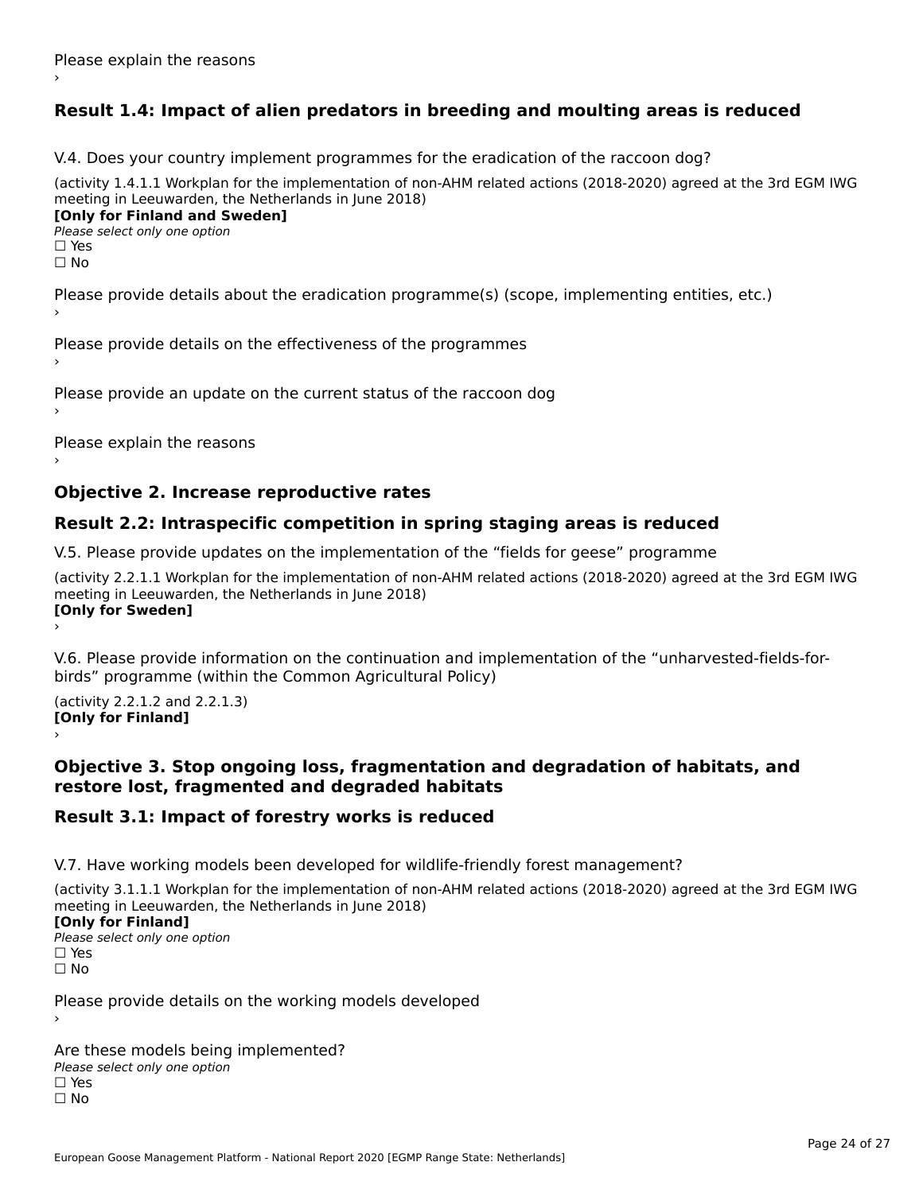Please explain the reasons

›

## Result 1.4: Impact of alien predators in breeding and moulting areas is reduced

V.4. Does your country implement programmes for the eradication of the raccoon dog?

(activity 1.4.1.1 Workplan for the implementation of non-AHM related actions (2018-2020) agreed at the 3rd EGM IWG meeting in Leeuwarden, the Netherlands in June 2018)

**[Only for Finland and Sweden]**

*Please select only one option*

☐ Yes
☐ No

Please provide details about the eradication programme(s) (scope, implementing entities, etc.)

›

Please provide details on the effectiveness of the programmes

›

Please provide an update on the current status of the raccoon dog

›

Please explain the reasons

›

## Objective 2. Increase reproductive rates

## Result 2.2: Intraspecific competition in spring staging areas is reduced

V.5. Please provide updates on the implementation of the “fields for geese” programme

(activity 2.2.1.1 Workplan for the implementation of non-AHM related actions (2018-2020) agreed at the 3rd EGM IWG meeting in Leeuwarden, the Netherlands in June 2018)

**[Only for Sweden]**

›

V.6. Please provide information on the continuation and implementation of the “unharvested-fields-for-birds” programme (within the Common Agricultural Policy)

(activity 2.2.1.2 and 2.2.1.3)

**[Only for Finland]**

›

## Objective 3. Stop ongoing loss, fragmentation and degradation of habitats, and restore lost, fragmented and degraded habitats

## Result 3.1: Impact of forestry works is reduced

V.7. Have working models been developed for wildlife-friendly forest management?

(activity 3.1.1.1 Workplan for the implementation of non-AHM related actions (2018-2020) agreed at the 3rd EGM IWG meeting in Leeuwarden, the Netherlands in June 2018)

**[Only for Finland]**

*Please select only one option*

☐ Yes
☐ No

Please provide details on the working models developed

›

Are these models being implemented?

*Please select only one option*

☐ Yes
☐ No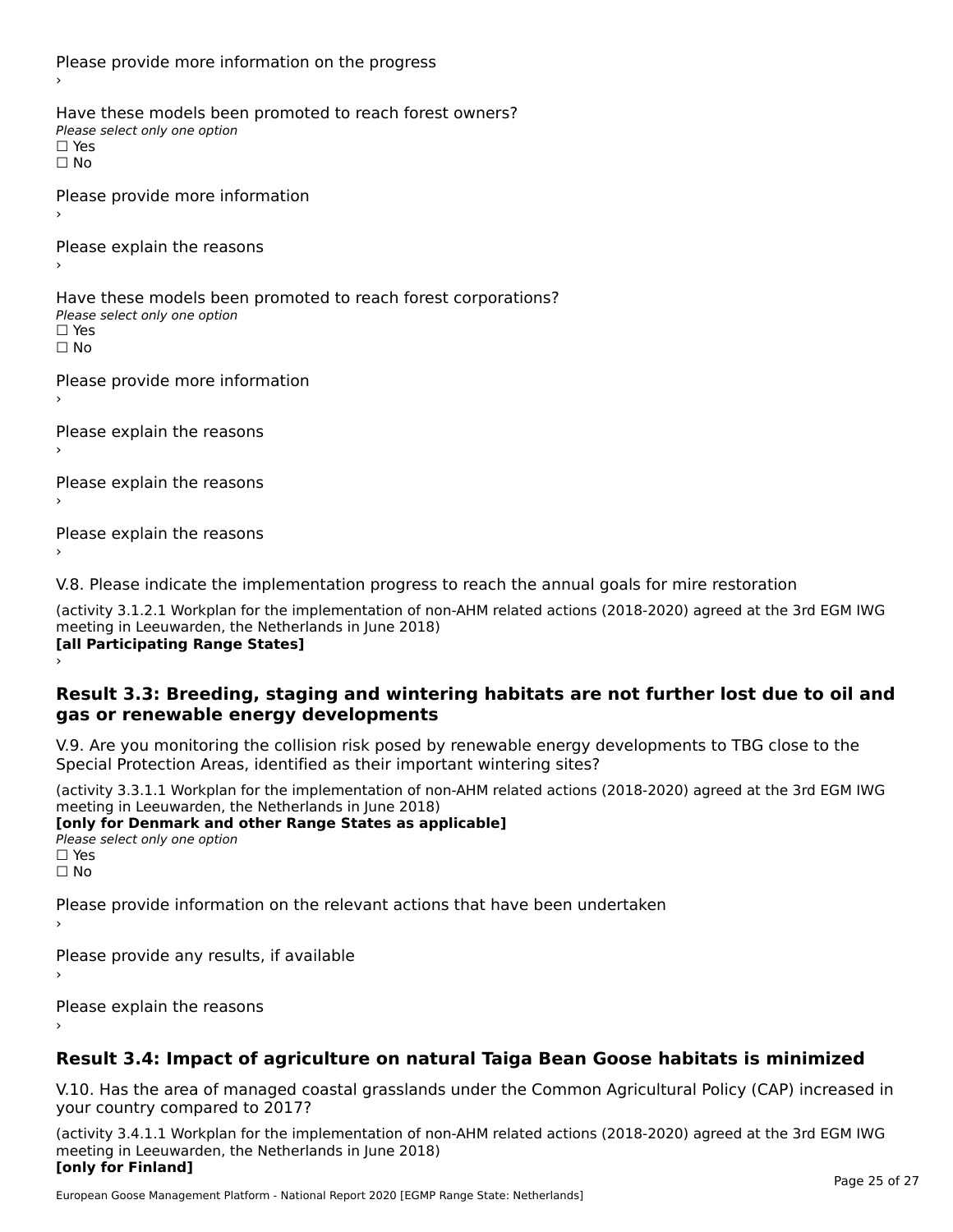Please provide more information on the progress

›

Have these models been promoted to reach forest owners?

*Please select only one option*

☐ Yes

☐ No

Please provide more information

›

Please explain the reasons

›

Have these models been promoted to reach forest corporations?

*Please select only one option*

☐ Yes

☐ No

Please provide more information

›

Please explain the reasons

›

Please explain the reasons

›

Please explain the reasons

›

V.8. Please indicate the implementation progress to reach the annual goals for mire restoration

(activity 3.1.2.1 Workplan for the implementation of non-AHM related actions (2018-2020) agreed at the 3rd EGM IWG meeting in Leeuwarden, the Netherlands in June 2018)

**[all Participating Range States]**

›

## Result 3.3: Breeding, staging and wintering habitats are not further lost due to oil and gas or renewable energy developments

V.9. Are you monitoring the collision risk posed by renewable energy developments to TBG close to the Special Protection Areas, identified as their important wintering sites?

(activity 3.3.1.1 Workplan for the implementation of non-AHM related actions (2018-2020) agreed at the 3rd EGM IWG meeting in Leeuwarden, the Netherlands in June 2018)

**[only for Denmark and other Range States as applicable]**

*Please select only one option*

☐ Yes

☐ No

Please provide information on the relevant actions that have been undertaken

›

Please provide any results, if available

›

Please explain the reasons

›

## Result 3.4: Impact of agriculture on natural Taiga Bean Goose habitats is minimized

V.10. Has the area of managed coastal grasslands under the Common Agricultural Policy (CAP) increased in your country compared to 2017?

(activity 3.4.1.1 Workplan for the implementation of non-AHM related actions (2018-2020) agreed at the 3rd EGM IWG meeting in Leeuwarden, the Netherlands in June 2018)

**[only for Finland]**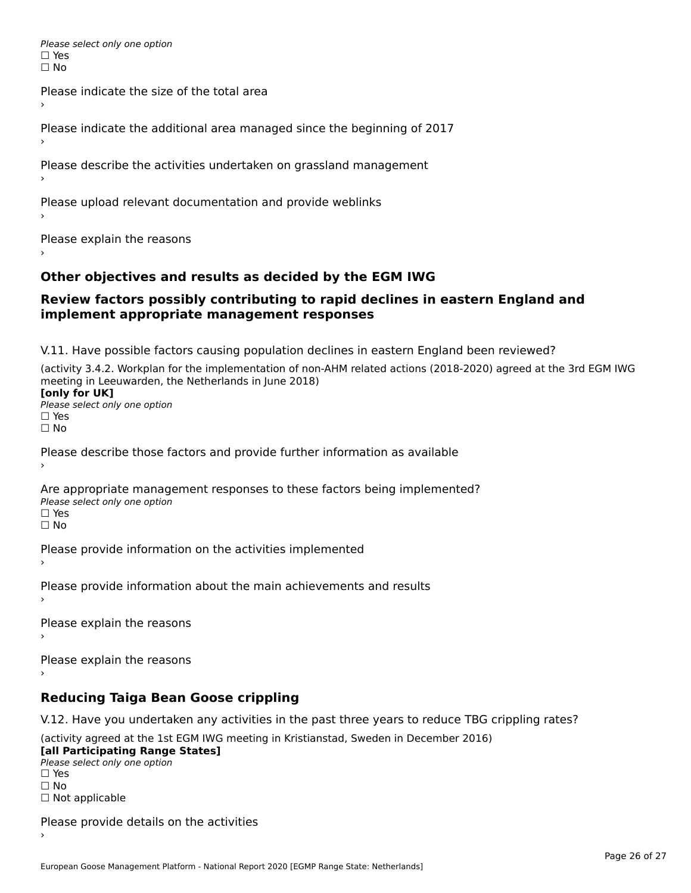*Please select only one option*
☐ Yes
☐ No

Please indicate the size of the total area
›

Please indicate the additional area managed since the beginning of 2017
›

Please describe the activities undertaken on grassland management
›

Please upload relevant documentation and provide weblinks
›

Please explain the reasons
›

## Other objectives and results as decided by the EGM IWG

## Review factors possibly contributing to rapid declines in eastern England and implement appropriate management responses

V.11. Have possible factors causing population declines in eastern England been reviewed?

(activity 3.4.2. Workplan for the implementation of non-AHM related actions (2018-2020) agreed at the 3rd EGM IWG meeting in Leeuwarden, the Netherlands in June 2018)
**[only for UK]**
*Please select only one option*
☐ Yes
☐ No

Please describe those factors and provide further information as available
›

Are appropriate management responses to these factors being implemented?
*Please select only one option*
☐ Yes
☐ No

Please provide information on the activities implemented
›

Please provide information about the main achievements and results
›

Please explain the reasons
›

Please explain the reasons
›

## Reducing Taiga Bean Goose crippling

V.12. Have you undertaken any activities in the past three years to reduce TBG crippling rates?

(activity agreed at the 1st EGM IWG meeting in Kristianstad, Sweden in December 2016)
**[all Participating Range States]**
*Please select only one option*
☐ Yes
☐ No
☐ Not applicable

Please provide details on the activities
›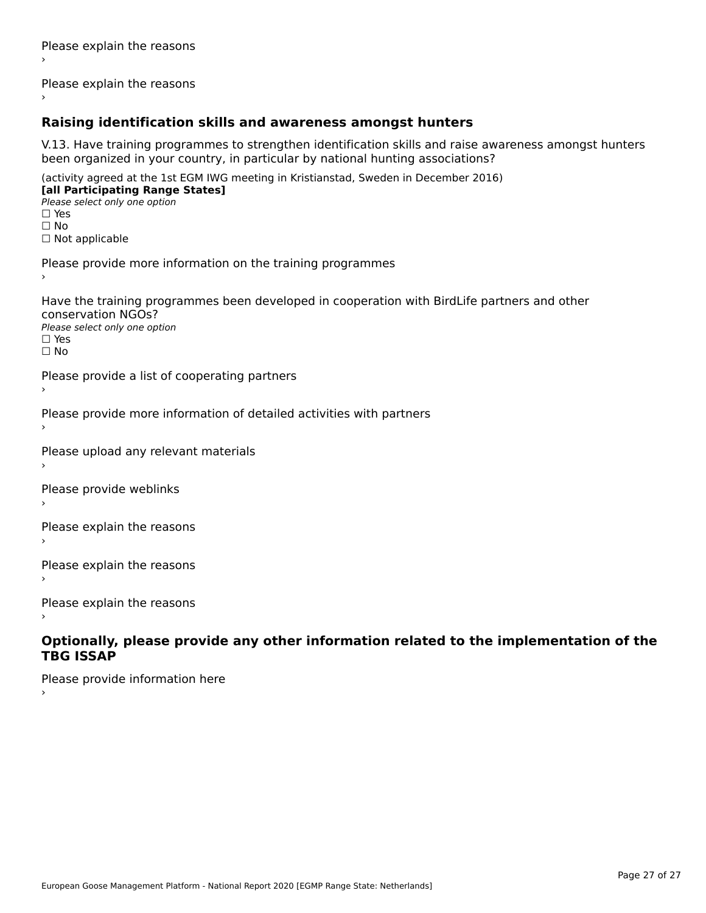Please explain the reasons
›

Please explain the reasons
›

## Raising identification skills and awareness amongst hunters

V.13. Have training programmes to strengthen identification skills and raise awareness amongst hunters been organized in your country, in particular by national hunting associations?

(activity agreed at the 1st EGM IWG meeting in Kristianstad, Sweden in December 2016)
**[all Participating Range States]**
*Please select only one option*
☐ Yes
☐ No
☐ Not applicable

Please provide more information on the training programmes
›

Have the training programmes been developed in cooperation with BirdLife partners and other conservation NGOs?
*Please select only one option*
☐ Yes
☐ No

Please provide a list of cooperating partners
›

Please provide more information of detailed activities with partners
›

Please upload any relevant materials
›

Please provide weblinks
›

Please explain the reasons
›

Please explain the reasons
›

Please explain the reasons
›

## Optionally, please provide any other information related to the implementation of the TBG ISSAP

Please provide information here
›